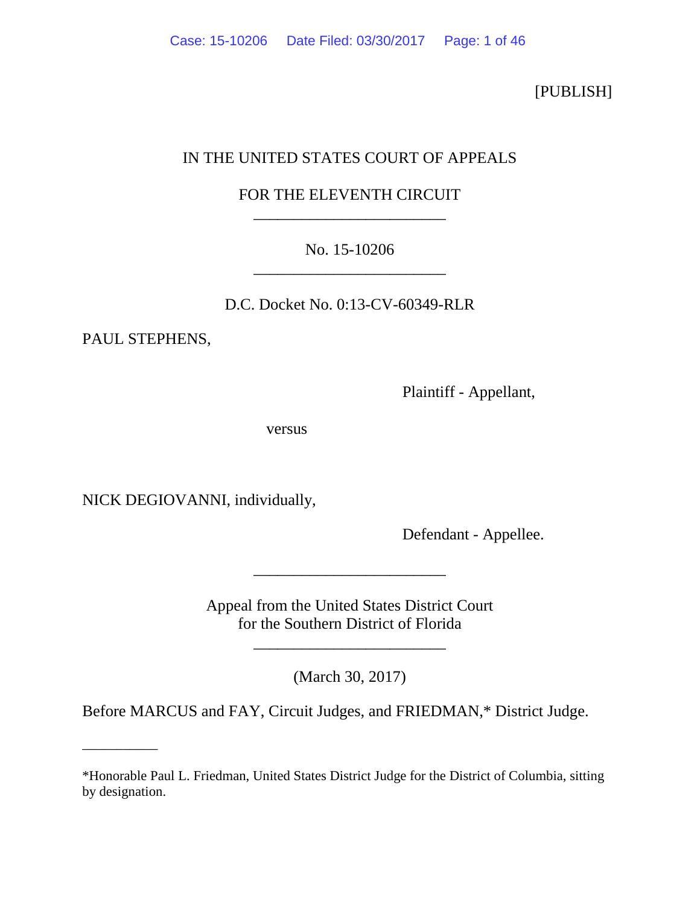[PUBLISH]

IN THE UNITED STATES COURT OF APPEALS

FOR THE ELEVENTH CIRCUIT

________________________

No. 15-10206

________________________

D.C. Docket No. 0:13-CV-60349-RLR

PAUL STEPHENS,

Plaintiff - Appellant,

versus

NICK DEGIOVANNI, individually,

Defendant - Appellee.

________________________

Appeal from the United States District Court
for the Southern District of Florida

________________________

(March 30, 2017)

Before MARCUS and FAY, Circuit Judges, and FRIEDMAN,* District Judge.

__________

*Honorable Paul L. Friedman, United States District Judge for the District of Columbia, sitting by designation.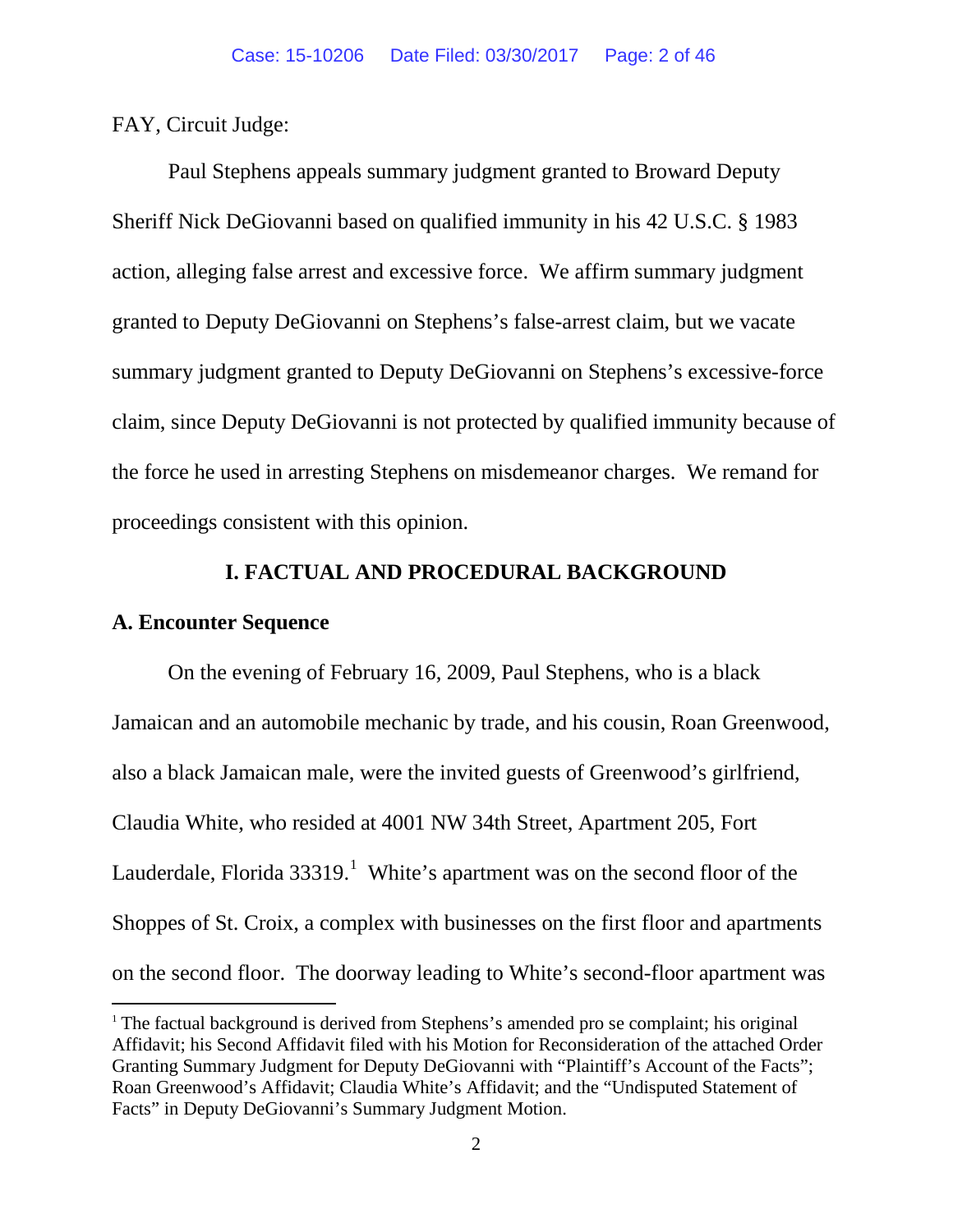FAY, Circuit Judge:

Paul Stephens appeals summary judgment granted to Broward Deputy Sheriff Nick DeGiovanni based on qualified immunity in his 42 U.S.C. § 1983 action, alleging false arrest and excessive force. We affirm summary judgment granted to Deputy DeGiovanni on Stephens's false-arrest claim, but we vacate summary judgment granted to Deputy DeGiovanni on Stephens's excessive-force claim, since Deputy DeGiovanni is not protected by qualified immunity because of the force he used in arresting Stephens on misdemeanor charges. We remand for proceedings consistent with this opinion.

## I. FACTUAL AND PROCEDURAL BACKGROUND

### A. Encounter Sequence

On the evening of February 16, 2009, Paul Stephens, who is a black Jamaican and an automobile mechanic by trade, and his cousin, Roan Greenwood, also a black Jamaican male, were the invited guests of Greenwood's girlfriend, Claudia White, who resided at 4001 NW 34th Street, Apartment 205, Fort Lauderdale, Florida 33319.[1] White's apartment was on the second floor of the Shoppes of St. Croix, a complex with businesses on the first floor and apartments on the second floor. The doorway leading to White's second-floor apartment was

[1] The factual background is derived from Stephens's amended pro se complaint; his original Affidavit; his Second Affidavit filed with his Motion for Reconsideration of the attached Order Granting Summary Judgment for Deputy DeGiovanni with "Plaintiff's Account of the Facts"; Roan Greenwood's Affidavit; Claudia White's Affidavit; and the "Undisputed Statement of Facts" in Deputy DeGiovanni's Summary Judgment Motion.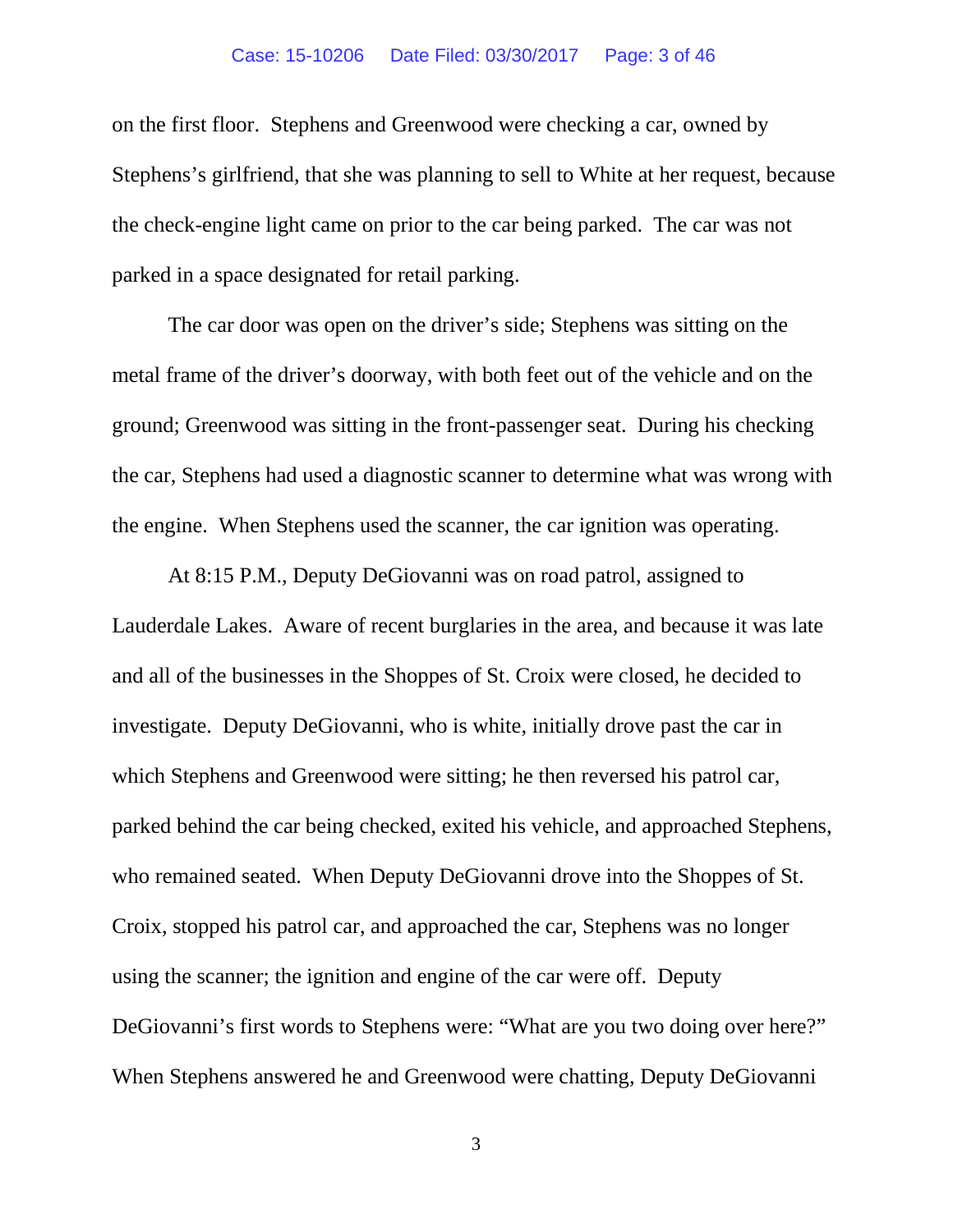on the first floor. Stephens and Greenwood were checking a car, owned by Stephens's girlfriend, that she was planning to sell to White at her request, because the check-engine light came on prior to the car being parked. The car was not parked in a space designated for retail parking.

The car door was open on the driver's side; Stephens was sitting on the metal frame of the driver's doorway, with both feet out of the vehicle and on the ground; Greenwood was sitting in the front-passenger seat. During his checking the car, Stephens had used a diagnostic scanner to determine what was wrong with the engine. When Stephens used the scanner, the car ignition was operating.

At 8:15 P.M., Deputy DeGiovanni was on road patrol, assigned to Lauderdale Lakes. Aware of recent burglaries in the area, and because it was late and all of the businesses in the Shoppes of St. Croix were closed, he decided to investigate. Deputy DeGiovanni, who is white, initially drove past the car in which Stephens and Greenwood were sitting; he then reversed his patrol car, parked behind the car being checked, exited his vehicle, and approached Stephens, who remained seated. When Deputy DeGiovanni drove into the Shoppes of St. Croix, stopped his patrol car, and approached the car, Stephens was no longer using the scanner; the ignition and engine of the car were off. Deputy DeGiovanni's first words to Stephens were: "What are you two doing over here?" When Stephens answered he and Greenwood were chatting, Deputy DeGiovanni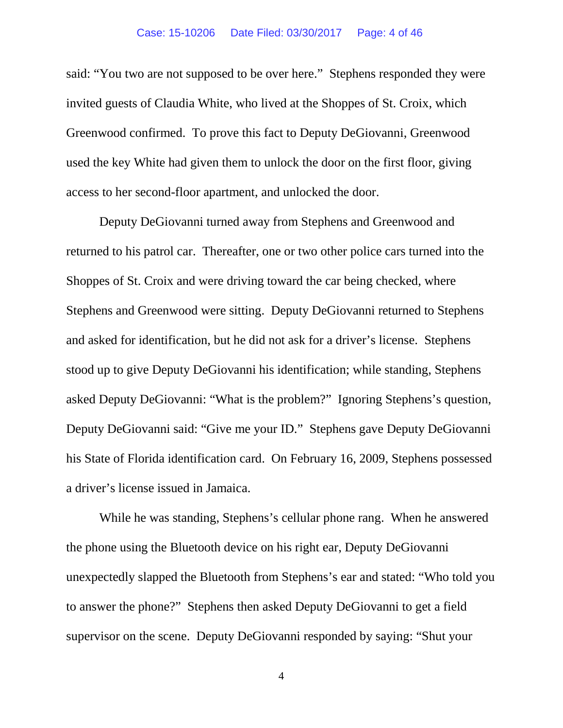said: “You two are not supposed to be over here.” Stephens responded they were invited guests of Claudia White, who lived at the Shoppes of St. Croix, which Greenwood confirmed. To prove this fact to Deputy DeGiovanni, Greenwood used the key White had given them to unlock the door on the first floor, giving access to her second-floor apartment, and unlocked the door.

Deputy DeGiovanni turned away from Stephens and Greenwood and returned to his patrol car. Thereafter, one or two other police cars turned into the Shoppes of St. Croix and were driving toward the car being checked, where Stephens and Greenwood were sitting. Deputy DeGiovanni returned to Stephens and asked for identification, but he did not ask for a driver’s license. Stephens stood up to give Deputy DeGiovanni his identification; while standing, Stephens asked Deputy DeGiovanni: “What is the problem?” Ignoring Stephens’s question, Deputy DeGiovanni said: “Give me your ID.” Stephens gave Deputy DeGiovanni his State of Florida identification card. On February 16, 2009, Stephens possessed a driver’s license issued in Jamaica.

While he was standing, Stephens’s cellular phone rang. When he answered the phone using the Bluetooth device on his right ear, Deputy DeGiovanni unexpectedly slapped the Bluetooth from Stephens’s ear and stated: “Who told you to answer the phone?” Stephens then asked Deputy DeGiovanni to get a field supervisor on the scene. Deputy DeGiovanni responded by saying: “Shut your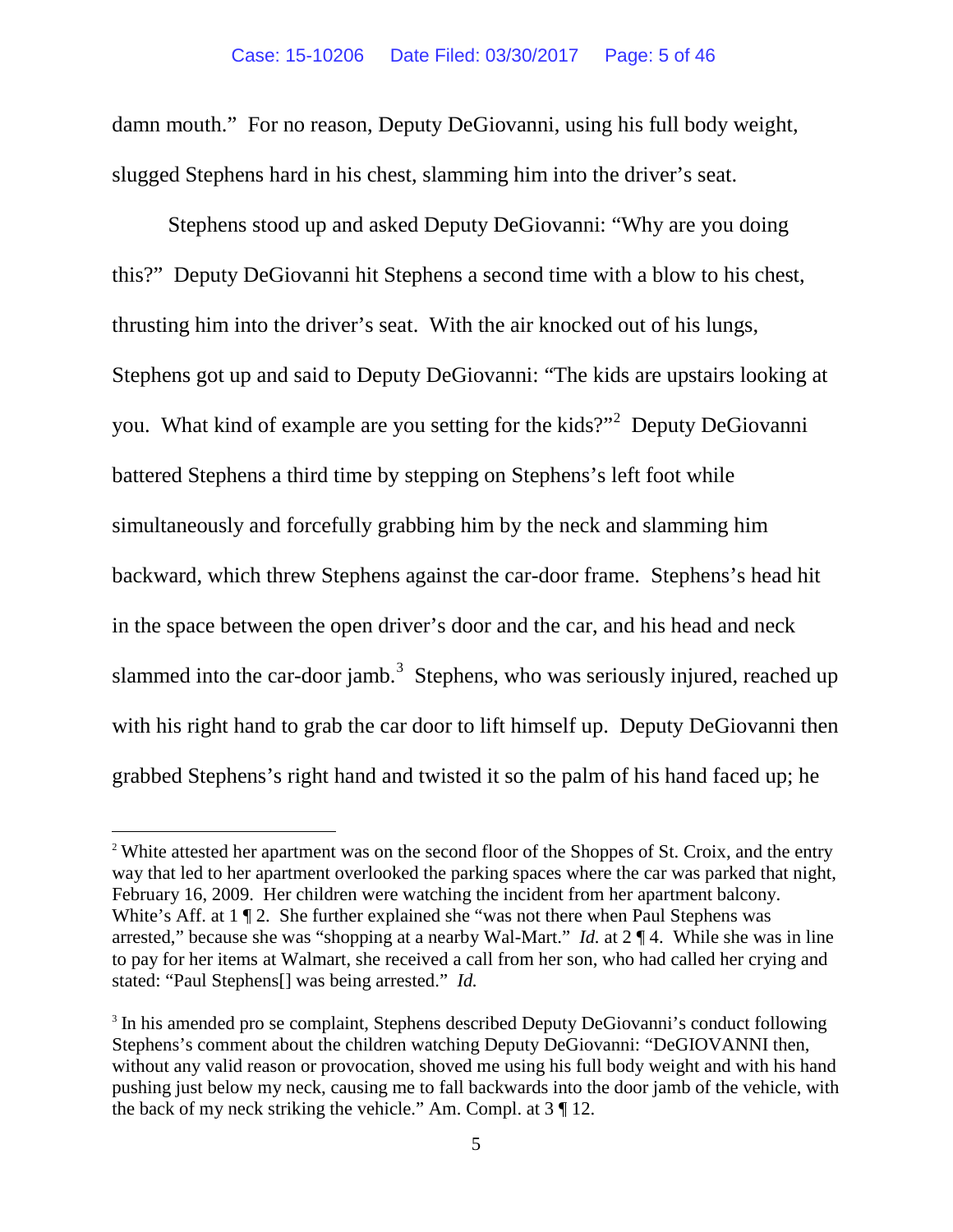damn mouth." For no reason, Deputy DeGiovanni, using his full body weight, slugged Stephens hard in his chest, slamming him into the driver's seat.

Stephens stood up and asked Deputy DeGiovanni: "Why are you doing this?" Deputy DeGiovanni hit Stephens a second time with a blow to his chest, thrusting him into the driver's seat. With the air knocked out of his lungs, Stephens got up and said to Deputy DeGiovanni: "The kids are upstairs looking at you. What kind of example are you setting for the kids?"[2] Deputy DeGiovanni battered Stephens a third time by stepping on Stephens's left foot while simultaneously and forcefully grabbing him by the neck and slamming him backward, which threw Stephens against the car-door frame. Stephens's head hit in the space between the open driver's door and the car, and his head and neck slammed into the car-door jamb.[3] Stephens, who was seriously injured, reached up with his right hand to grab the car door to lift himself up. Deputy DeGiovanni then grabbed Stephens's right hand and twisted it so the palm of his hand faced up; he

---

[2] White attested her apartment was on the second floor of the Shoppes of St. Croix, and the entry way that led to her apartment overlooked the parking spaces where the car was parked that night, February 16, 2009. Her children were watching the incident from her apartment balcony. White's Aff. at 1 ¶ 2. She further explained she "was not there when Paul Stephens was arrested," because she was "shopping at a nearby Wal-Mart." *Id.* at 2 ¶ 4. While she was in line to pay for her items at Walmart, she received a call from her son, who had called her crying and stated: "Paul Stephens[] was being arrested." *Id.*

[3] In his amended pro se complaint, Stephens described Deputy DeGiovanni's conduct following Stephens's comment about the children watching Deputy DeGiovanni: "DeGIOVANNI then, without any valid reason or provocation, shoved me using his full body weight and with his hand pushing just below my neck, causing me to fall backwards into the door jamb of the vehicle, with the back of my neck striking the vehicle." Am. Compl. at 3 ¶ 12.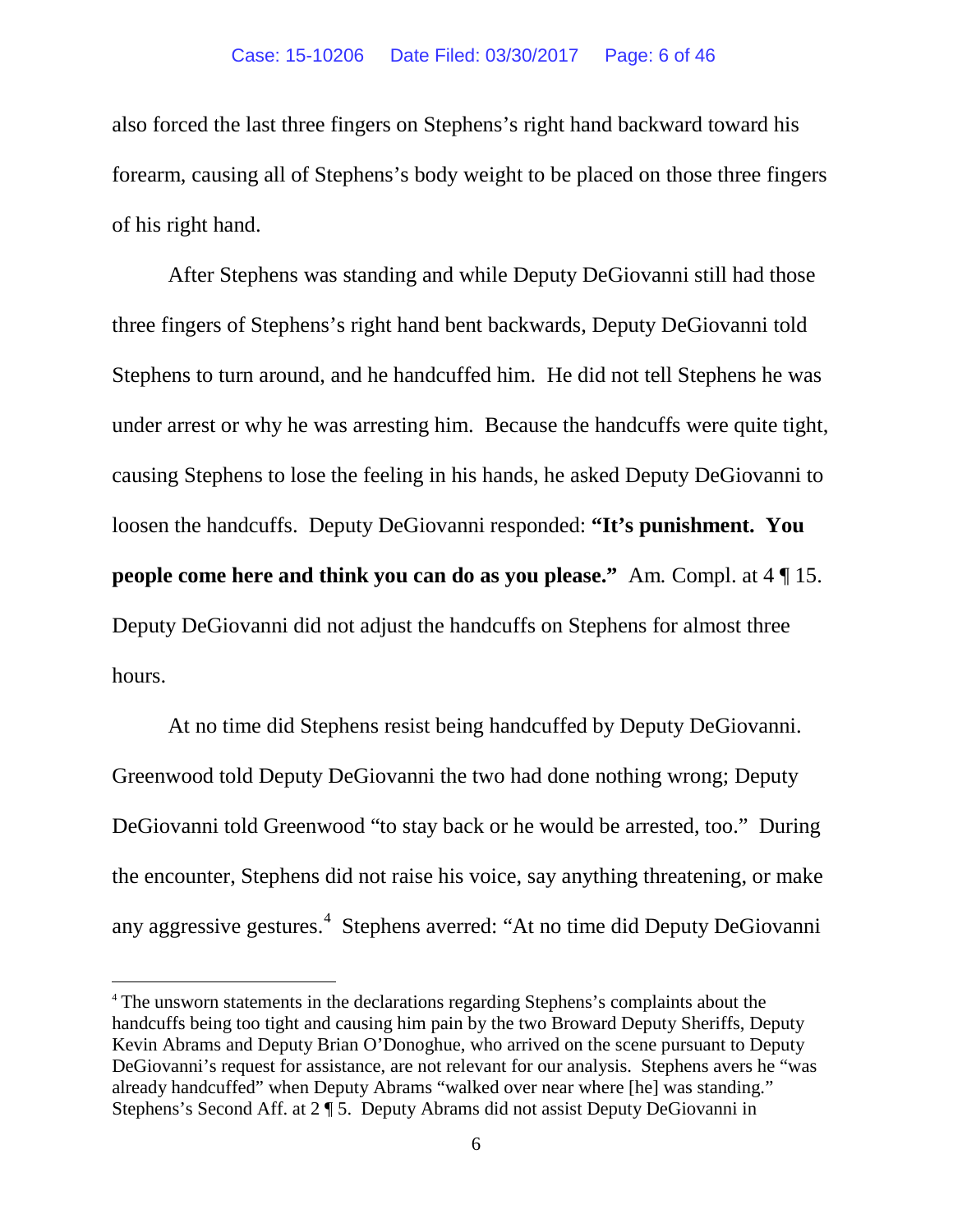also forced the last three fingers on Stephens's right hand backward toward his forearm, causing all of Stephens's body weight to be placed on those three fingers of his right hand.

After Stephens was standing and while Deputy DeGiovanni still had those three fingers of Stephens's right hand bent backwards, Deputy DeGiovanni told Stephens to turn around, and he handcuffed him. He did not tell Stephens he was under arrest or why he was arresting him. Because the handcuffs were quite tight, causing Stephens to lose the feeling in his hands, he asked Deputy DeGiovanni to loosen the handcuffs. Deputy DeGiovanni responded: **"It's punishment. You people come here and think you can do as you please."** Am. Compl. at 4 ¶ 15. Deputy DeGiovanni did not adjust the handcuffs on Stephens for almost three hours.

At no time did Stephens resist being handcuffed by Deputy DeGiovanni. Greenwood told Deputy DeGiovanni the two had done nothing wrong; Deputy DeGiovanni told Greenwood "to stay back or he would be arrested, too." During the encounter, Stephens did not raise his voice, say anything threatening, or make any aggressive gestures.[4] Stephens averred: "At no time did Deputy DeGiovanni

[4] The unsworn statements in the declarations regarding Stephens's complaints about the handcuffs being too tight and causing him pain by the two Broward Deputy Sheriffs, Deputy Kevin Abrams and Deputy Brian O'Donoghue, who arrived on the scene pursuant to Deputy DeGiovanni's request for assistance, are not relevant for our analysis. Stephens avers he "was already handcuffed" when Deputy Abrams "walked over near where [he] was standing." Stephens's Second Aff. at 2 ¶ 5. Deputy Abrams did not assist Deputy DeGiovanni in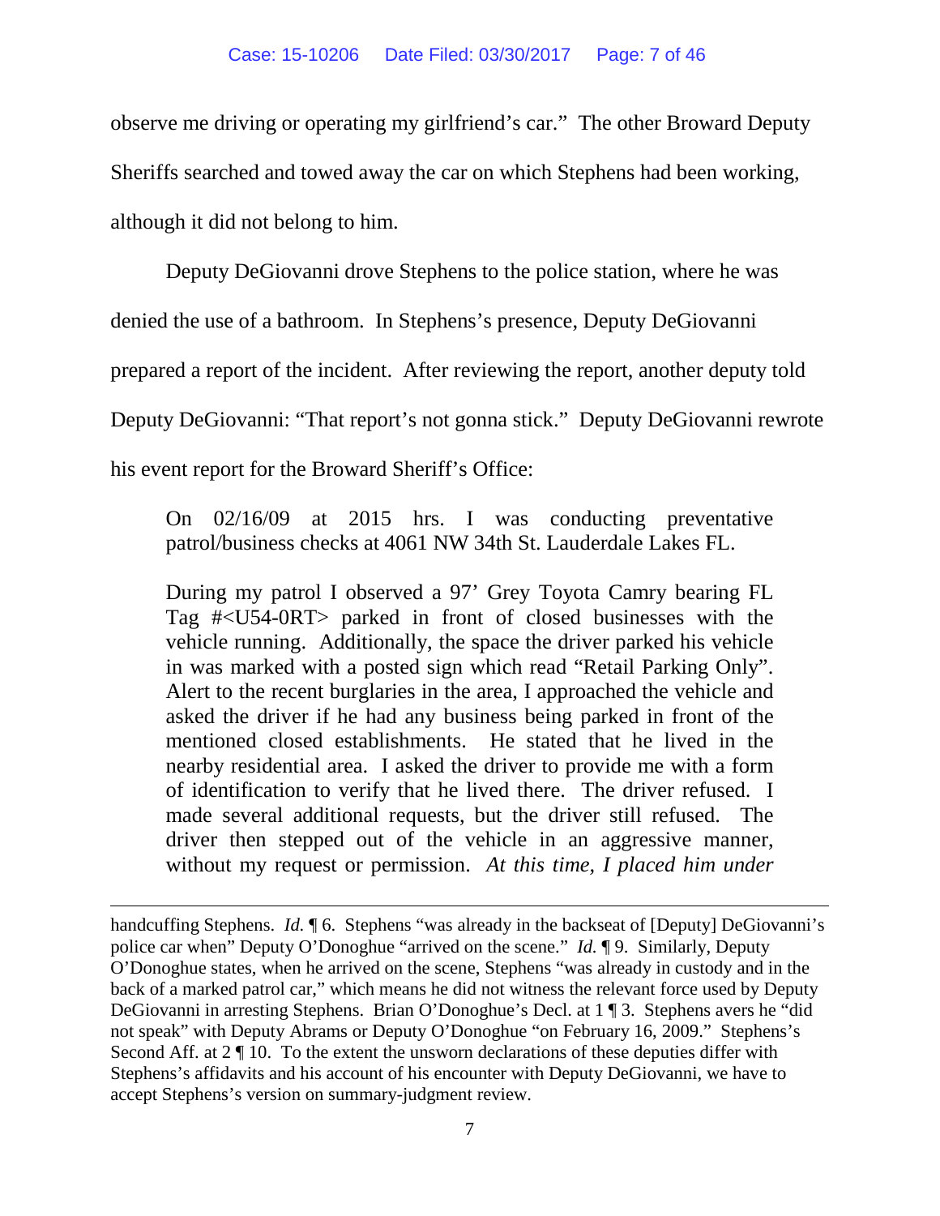observe me driving or operating my girlfriend's car." The other Broward Deputy Sheriffs searched and towed away the car on which Stephens had been working, although it did not belong to him.

Deputy DeGiovanni drove Stephens to the police station, where he was denied the use of a bathroom. In Stephens's presence, Deputy DeGiovanni prepared a report of the incident. After reviewing the report, another deputy told Deputy DeGiovanni: "That report's not gonna stick." Deputy DeGiovanni rewrote his event report for the Broward Sheriff's Office:

> On 02/16/09 at 2015 hrs. I was conducting preventative patrol/business checks at 4061 NW 34th St. Lauderdale Lakes FL.
>
> During my patrol I observed a 97' Grey Toyota Camry bearing FL Tag #<U54-0RT> parked in front of closed businesses with the vehicle running. Additionally, the space the driver parked his vehicle in was marked with a posted sign which read "Retail Parking Only". Alert to the recent burglaries in the area, I approached the vehicle and asked the driver if he had any business being parked in front of the mentioned closed establishments. He stated that he lived in the nearby residential area. I asked the driver to provide me with a form of identification to verify that he lived there. The driver refused. I made several additional requests, but the driver still refused. The driver then stepped out of the vehicle in an aggressive manner, without my request or permission. *At this time, I placed him under*

---

handcuffing Stephens. *Id.* ¶ 6. Stephens "was already in the backseat of [Deputy] DeGiovanni's police car when" Deputy O'Donoghue "arrived on the scene." *Id.* ¶ 9. Similarly, Deputy O'Donoghue states, when he arrived on the scene, Stephens "was already in custody and in the back of a marked patrol car," which means he did not witness the relevant force used by Deputy DeGiovanni in arresting Stephens. Brian O'Donoghue's Decl. at 1 ¶ 3. Stephens avers he "did not speak" with Deputy Abrams or Deputy O'Donoghue "on February 16, 2009." Stephens's Second Aff. at 2 ¶ 10. To the extent the unsworn declarations of these deputies differ with Stephens's affidavits and his account of his encounter with Deputy DeGiovanni, we have to accept Stephens's version on summary-judgment review.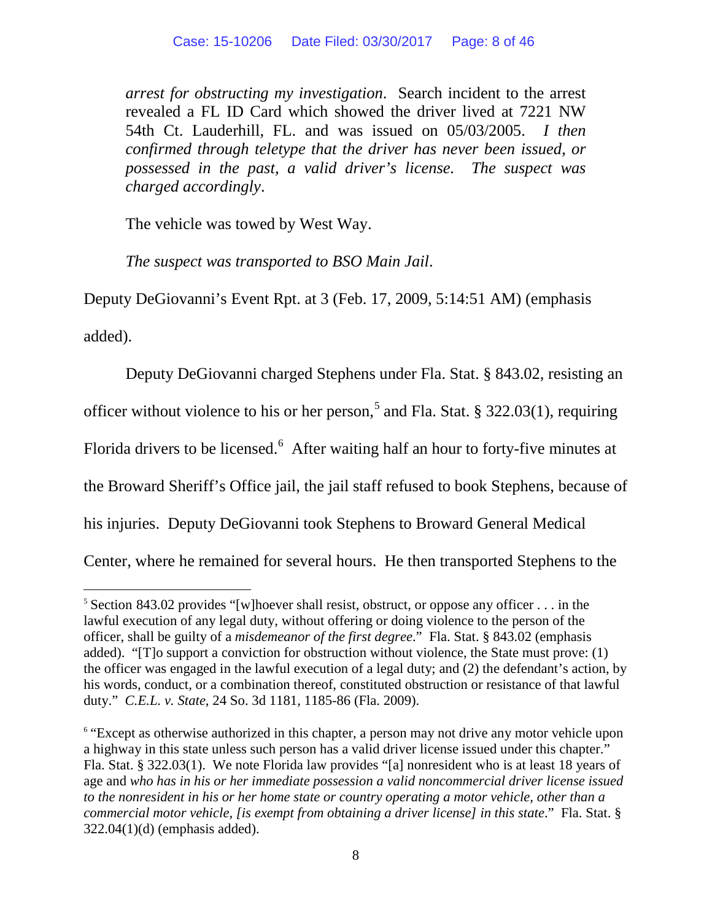> *arrest for obstructing my investigation*. Search incident to the arrest revealed a FL ID Card which showed the driver lived at 7221 NW 54th Ct. Lauderhill, FL. and was issued on 05/03/2005. *I then confirmed through teletype that the driver has never been issued, or possessed in the past, a valid driver's license. The suspect was charged accordingly*.
>
> The vehicle was towed by West Way.
>
> *The suspect was transported to BSO Main Jail*.

Deputy DeGiovanni's Event Rpt. at 3 (Feb. 17, 2009, 5:14:51 AM) (emphasis added).

Deputy DeGiovanni charged Stephens under Fla. Stat. § 843.02, resisting an officer without violence to his or her person,[5] and Fla. Stat. § 322.03(1), requiring Florida drivers to be licensed.[6] After waiting half an hour to forty-five minutes at the Broward Sheriff's Office jail, the jail staff refused to book Stephens, because of his injuries. Deputy DeGiovanni took Stephens to Broward General Medical Center, where he remained for several hours. He then transported Stephens to the

---

[5] Section 843.02 provides "[w]hoever shall resist, obstruct, or oppose any officer . . . in the lawful execution of any legal duty, without offering or doing violence to the person of the officer, shall be guilty of a *misdemeanor of the first degree*." Fla. Stat. § 843.02 (emphasis added). "[T]o support a conviction for obstruction without violence, the State must prove: (1) the officer was engaged in the lawful execution of a legal duty; and (2) the defendant's action, by his words, conduct, or a combination thereof, constituted obstruction or resistance of that lawful duty." *C.E.L. v. State*, 24 So. 3d 1181, 1185-86 (Fla. 2009).

[6] "Except as otherwise authorized in this chapter, a person may not drive any motor vehicle upon a highway in this state unless such person has a valid driver license issued under this chapter." Fla. Stat. § 322.03(1). We note Florida law provides "[a] nonresident who is at least 18 years of age and *who has in his or her immediate possession a valid noncommercial driver license issued to the nonresident in his or her home state or country operating a motor vehicle, other than a commercial motor vehicle, [is exempt from obtaining a driver license] in this state*." Fla. Stat. § 322.04(1)(d) (emphasis added).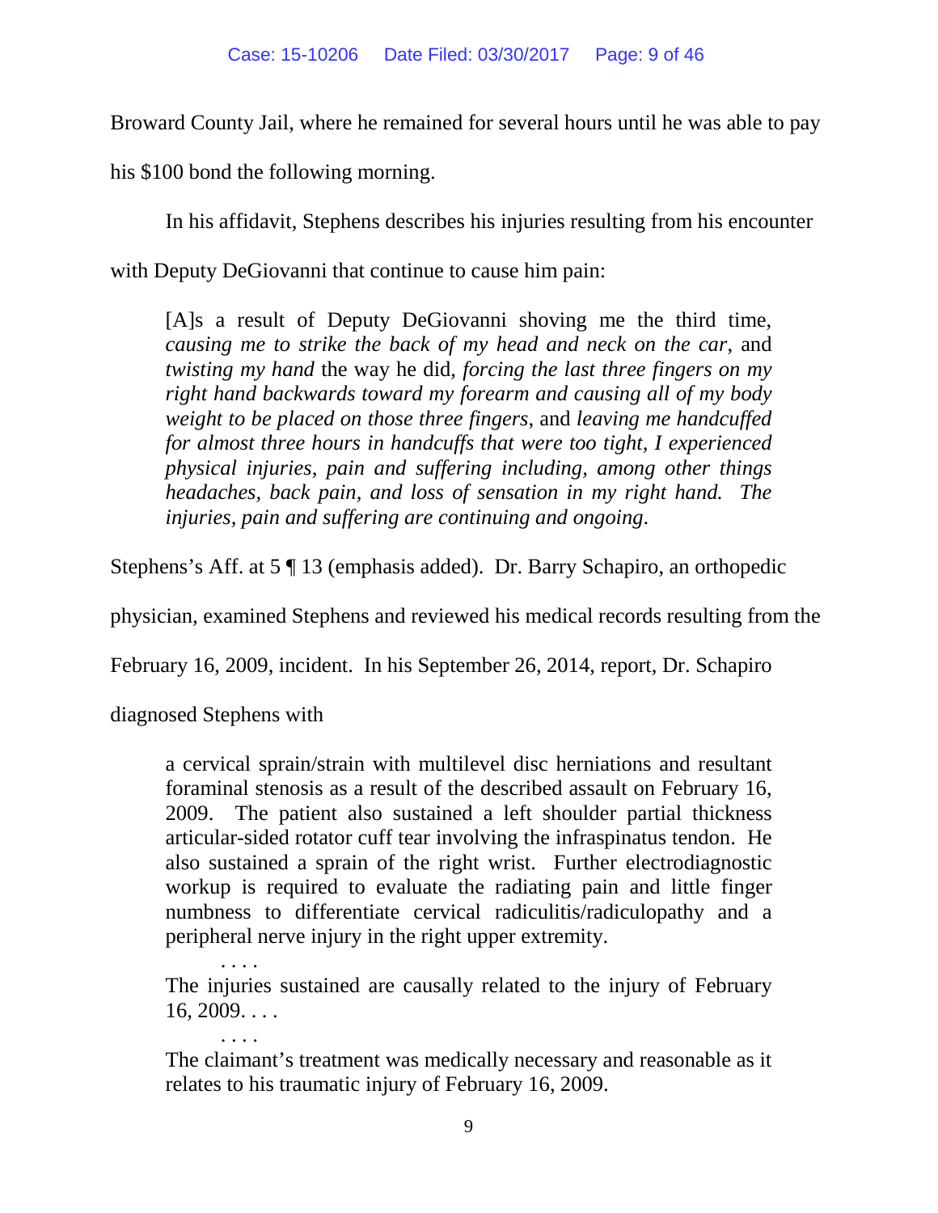Broward County Jail, where he remained for several hours until he was able to pay his $100 bond the following morning.

In his affidavit, Stephens describes his injuries resulting from his encounter with Deputy DeGiovanni that continue to cause him pain:

> [A]s a result of Deputy DeGiovanni shoving me the third time, *causing me to strike the back of my head and neck on the car*, and *twisting my hand* the way he did, *forcing the last three fingers on my right hand backwards toward my forearm and causing all of my body weight to be placed on those three fingers*, and *leaving me handcuffed for almost three hours in handcuffs that were too tight, I experienced physical injuries, pain and suffering including, among other things headaches, back pain, and loss of sensation in my right hand. The injuries, pain and suffering are continuing and ongoing*.

Stephens's Aff. at 5 ¶ 13 (emphasis added). Dr. Barry Schapiro, an orthopedic physician, examined Stephens and reviewed his medical records resulting from the February 16, 2009, incident. In his September 26, 2014, report, Dr. Schapiro diagnosed Stephens with

> a cervical sprain/strain with multilevel disc herniations and resultant foraminal stenosis as a result of the described assault on February 16, 2009. The patient also sustained a left shoulder partial thickness articular-sided rotator cuff tear involving the infraspinatus tendon. He also sustained a sprain of the right wrist. Further electrodiagnostic workup is required to evaluate the radiating pain and little finger numbness to differentiate cervical radiculitis/radiculopathy and a peripheral nerve injury in the right upper extremity.
>
> . . . .
>
> The injuries sustained are causally related to the injury of February 16, 2009. . . .
>
> . . . .
>
> The claimant's treatment was medically necessary and reasonable as it relates to his traumatic injury of February 16, 2009.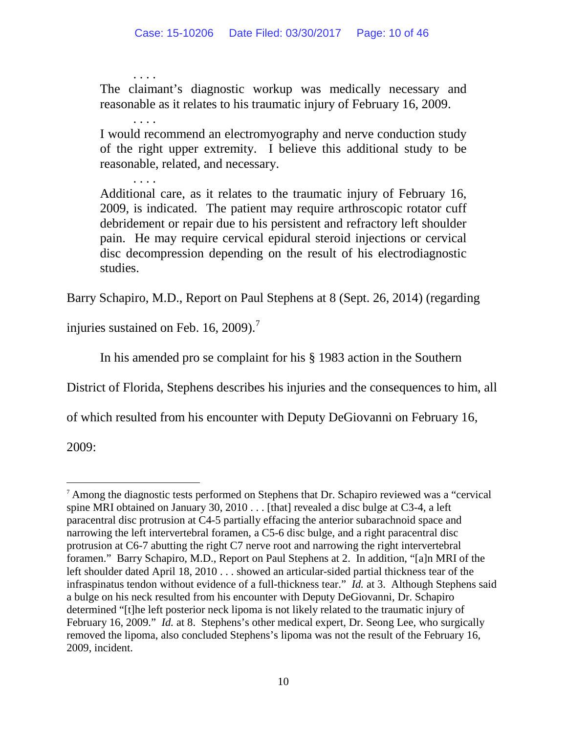> . . . .
>
> The claimant's diagnostic workup was medically necessary and reasonable as it relates to his traumatic injury of February 16, 2009.
>
> . . . .
>
> I would recommend an electromyography and nerve conduction study of the right upper extremity. I believe this additional study to be reasonable, related, and necessary.
>
> . . . .
>
> Additional care, as it relates to the traumatic injury of February 16, 2009, is indicated. The patient may require arthroscopic rotator cuff debridement or repair due to his persistent and refractory left shoulder pain. He may require cervical epidural steroid injections or cervical disc decompression depending on the result of his electrodiagnostic studies.

Barry Schapiro, M.D., Report on Paul Stephens at 8 (Sept. 26, 2014) (regarding injuries sustained on Feb. 16, 2009).[7]

In his amended pro se complaint for his § 1983 action in the Southern District of Florida, Stephens describes his injuries and the consequences to him, all of which resulted from his encounter with Deputy DeGiovanni on February 16, 2009:

---

[7] Among the diagnostic tests performed on Stephens that Dr. Schapiro reviewed was a "cervical spine MRI obtained on January 30, 2010 . . . [that] revealed a disc bulge at C3-4, a left paracentral disc protrusion at C4-5 partially effacing the anterior subarachnoid space and narrowing the left intervertebral foramen, a C5-6 disc bulge, and a right paracentral disc protrusion at C6-7 abutting the right C7 nerve root and narrowing the right intervertebral foramen." Barry Schapiro, M.D., Report on Paul Stephens at 2. In addition, "[a]n MRI of the left shoulder dated April 18, 2010 . . . showed an articular-sided partial thickness tear of the infraspinatus tendon without evidence of a full-thickness tear." *Id.* at 3. Although Stephens said a bulge on his neck resulted from his encounter with Deputy DeGiovanni, Dr. Schapiro determined "[t]he left posterior neck lipoma is not likely related to the traumatic injury of February 16, 2009." *Id.* at 8. Stephens's other medical expert, Dr. Seong Lee, who surgically removed the lipoma, also concluded Stephens's lipoma was not the result of the February 16, 2009, incident.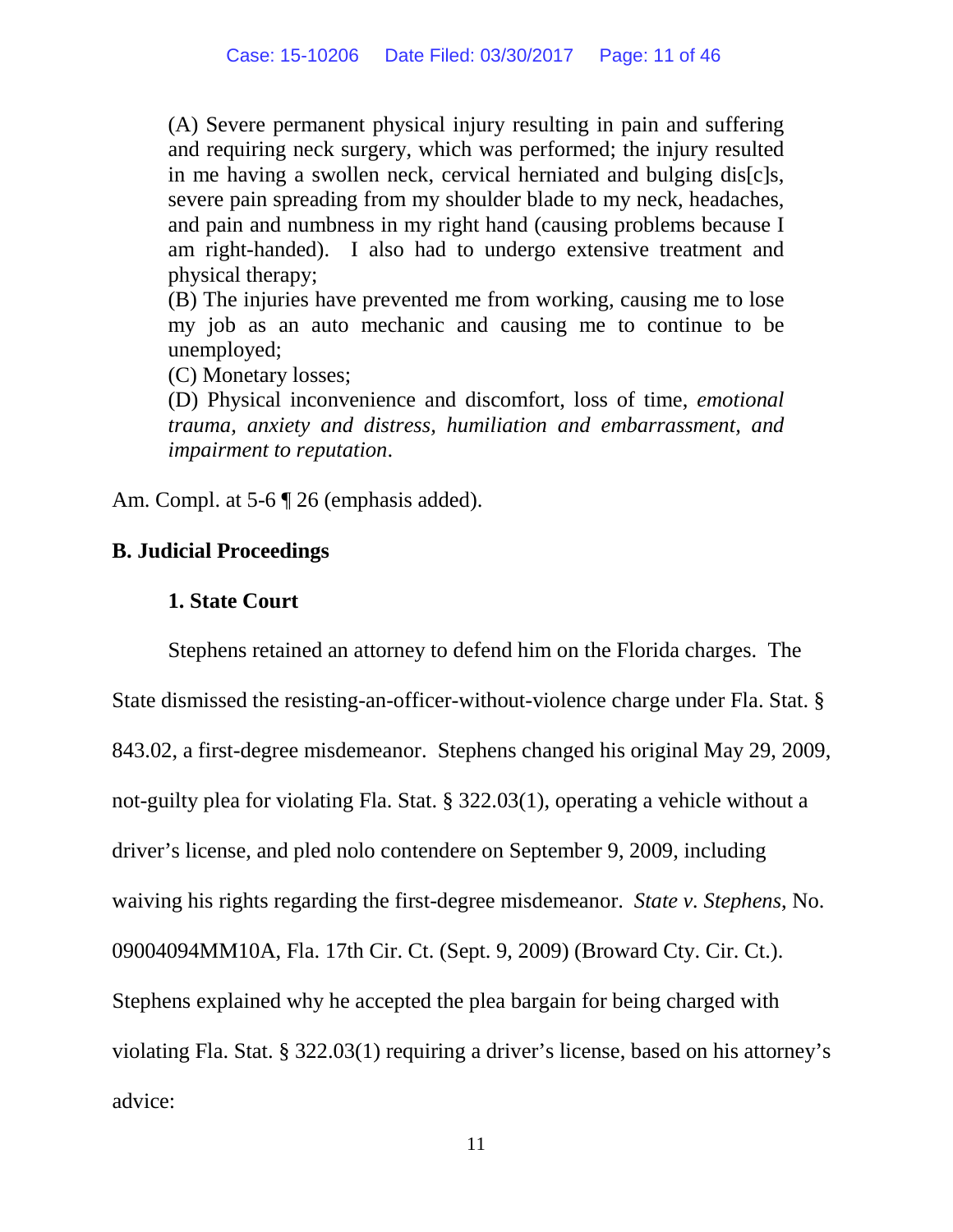> (A) Severe permanent physical injury resulting in pain and suffering and requiring neck surgery, which was performed; the injury resulted in me having a swollen neck, cervical herniated and bulging dis[c]s, severe pain spreading from my shoulder blade to my neck, headaches, and pain and numbness in my right hand (causing problems because I am right-handed). I also had to undergo extensive treatment and physical therapy;
> (B) The injuries have prevented me from working, causing me to lose my job as an auto mechanic and causing me to continue to be unemployed;
> (C) Monetary losses;
> (D) Physical inconvenience and discomfort, loss of time, *emotional trauma, anxiety and distress, humiliation and embarrassment, and impairment to reputation*.

Am. Compl. at 5-6 ¶ 26 (emphasis added).

**B. Judicial Proceedings**

**1. State Court**

Stephens retained an attorney to defend him on the Florida charges. The State dismissed the resisting-an-officer-without-violence charge under Fla. Stat. § 843.02, a first-degree misdemeanor. Stephens changed his original May 29, 2009, not-guilty plea for violating Fla. Stat. § 322.03(1), operating a vehicle without a driver's license, and pled nolo contendere on September 9, 2009, including waiving his rights regarding the first-degree misdemeanor. *State v. Stephens*, No. 09004094MM10A, Fla. 17th Cir. Ct. (Sept. 9, 2009) (Broward Cty. Cir. Ct.). Stephens explained why he accepted the plea bargain for being charged with violating Fla. Stat. § 322.03(1) requiring a driver's license, based on his attorney's advice: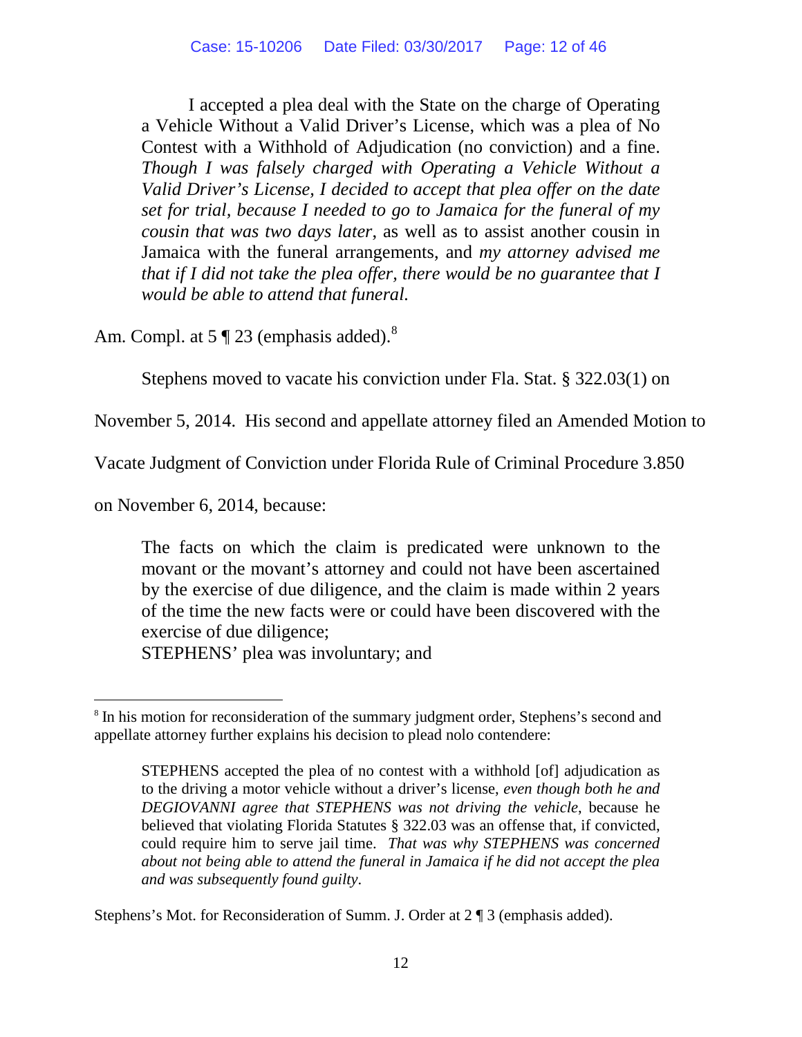> I accepted a plea deal with the State on the charge of Operating a Vehicle Without a Valid Driver's License, which was a plea of No Contest with a Withhold of Adjudication (no conviction) and a fine. *Though I was falsely charged with Operating a Vehicle Without a Valid Driver's License, I decided to accept that plea offer on the date set for trial, because I needed to go to Jamaica for the funeral of my cousin that was two days later*, as well as to assist another cousin in Jamaica with the funeral arrangements, and *my attorney advised me that if I did not take the plea offer, there would be no guarantee that I would be able to attend that funeral*.

Am. Compl. at 5 ¶ 23 (emphasis added).[8]

Stephens moved to vacate his conviction under Fla. Stat. § 322.03(1) on November 5, 2014. His second and appellate attorney filed an Amended Motion to Vacate Judgment of Conviction under Florida Rule of Criminal Procedure 3.850 on November 6, 2014, because:

> The facts on which the claim is predicated were unknown to the movant or the movant's attorney and could not have been ascertained by the exercise of due diligence, and the claim is made within 2 years of the time the new facts were or could have been discovered with the exercise of due diligence;
> STEPHENS' plea was involuntary; and

---

[8] In his motion for reconsideration of the summary judgment order, Stephens's second and appellate attorney further explains his decision to plead nolo contendere:

> STEPHENS accepted the plea of no contest with a withhold [of] adjudication as to the driving a motor vehicle without a driver's license, *even though both he and DEGIOVANNI agree that STEPHENS was not driving the vehicle*, because he believed that violating Florida Statutes § 322.03 was an offense that, if convicted, could require him to serve jail time. *That was why STEPHENS was concerned about not being able to attend the funeral in Jamaica if he did not accept the plea and was subsequently found guilty*.

Stephens's Mot. for Reconsideration of Summ. J. Order at 2 ¶ 3 (emphasis added).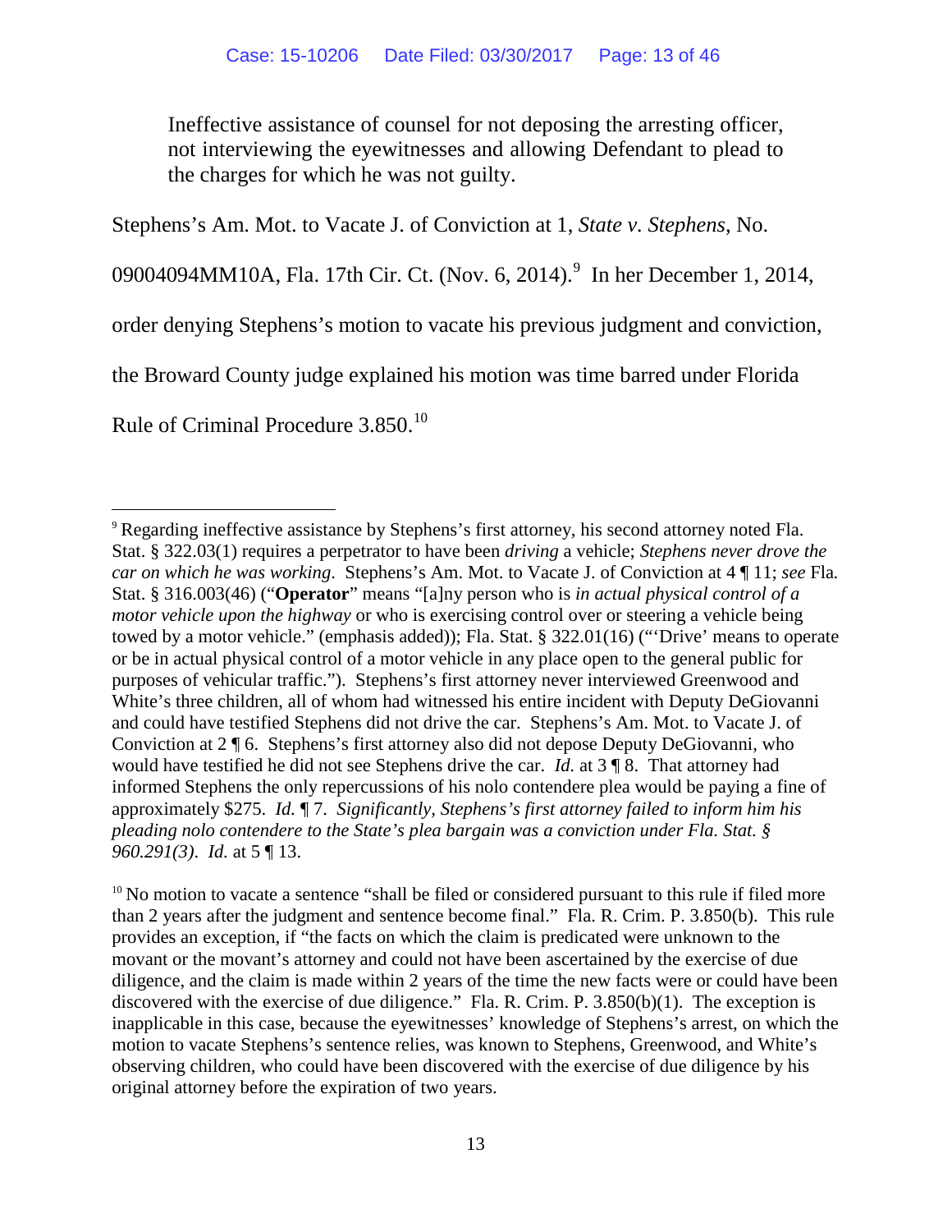> Ineffective assistance of counsel for not deposing the arresting officer, not interviewing the eyewitnesses and allowing Defendant to plead to the charges for which he was not guilty.

Stephens's Am. Mot. to Vacate J. of Conviction at 1, *State v. Stephens*, No. 09004094MM10A, Fla. 17th Cir. Ct. (Nov. 6, 2014).[9] In her December 1, 2014, order denying Stephens's motion to vacate his previous judgment and conviction, the Broward County judge explained his motion was time barred under Florida Rule of Criminal Procedure 3.850.[10]

---

[9] Regarding ineffective assistance by Stephens's first attorney, his second attorney noted Fla. Stat. § 322.03(1) requires a perpetrator to have been *driving* a vehicle; *Stephens never drove the car on which he was working*. Stephens's Am. Mot. to Vacate J. of Conviction at 4 ¶ 11; *see* Fla. Stat. § 316.003(46) ("**Operator**" means "[a]ny person who is *in actual physical control of a motor vehicle upon the highway* or who is exercising control over or steering a vehicle being towed by a motor vehicle." (emphasis added)); Fla. Stat. § 322.01(16) ("'Drive' means to operate or be in actual physical control of a motor vehicle in any place open to the general public for purposes of vehicular traffic."). Stephens's first attorney never interviewed Greenwood and White's three children, all of whom had witnessed his entire incident with Deputy DeGiovanni and could have testified Stephens did not drive the car. Stephens's Am. Mot. to Vacate J. of Conviction at 2 ¶ 6. Stephens's first attorney also did not depose Deputy DeGiovanni, who would have testified he did not see Stephens drive the car. *Id.* at 3 ¶ 8. That attorney had informed Stephens the only repercussions of his nolo contendere plea would be paying a fine of approximately $275. *Id.* ¶ 7. *Significantly, Stephens's first attorney failed to inform him his pleading nolo contendere to the State's plea bargain was a conviction under Fla. Stat. § 960.291(3)*. *Id.* at 5 ¶ 13.

[10] No motion to vacate a sentence "shall be filed or considered pursuant to this rule if filed more than 2 years after the judgment and sentence become final." Fla. R. Crim. P. 3.850(b). This rule provides an exception, if "the facts on which the claim is predicated were unknown to the movant or the movant's attorney and could not have been ascertained by the exercise of due diligence, and the claim is made within 2 years of the time the new facts were or could have been discovered with the exercise of due diligence." Fla. R. Crim. P. 3.850(b)(1). The exception is inapplicable in this case, because the eyewitnesses' knowledge of Stephens's arrest, on which the motion to vacate Stephens's sentence relies, was known to Stephens, Greenwood, and White's observing children, who could have been discovered with the exercise of due diligence by his original attorney before the expiration of two years.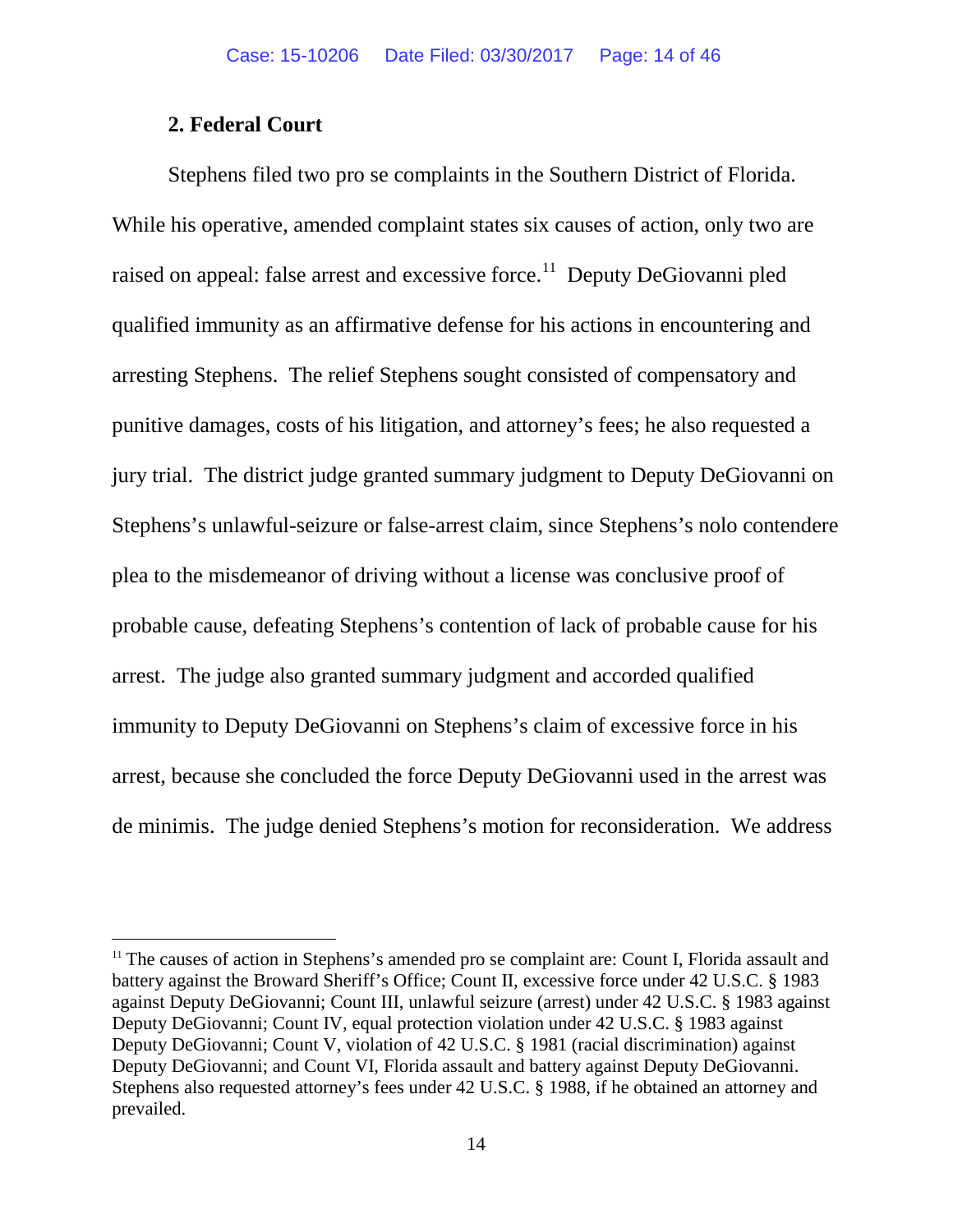### 2. Federal Court

Stephens filed two pro se complaints in the Southern District of Florida. While his operative, amended complaint states six causes of action, only two are raised on appeal: false arrest and excessive force.[11] Deputy DeGiovanni pled qualified immunity as an affirmative defense for his actions in encountering and arresting Stephens. The relief Stephens sought consisted of compensatory and punitive damages, costs of his litigation, and attorney's fees; he also requested a jury trial. The district judge granted summary judgment to Deputy DeGiovanni on Stephens's unlawful-seizure or false-arrest claim, since Stephens's nolo contendere plea to the misdemeanor of driving without a license was conclusive proof of probable cause, defeating Stephens's contention of lack of probable cause for his arrest. The judge also granted summary judgment and accorded qualified immunity to Deputy DeGiovanni on Stephens's claim of excessive force in his arrest, because she concluded the force Deputy DeGiovanni used in the arrest was de minimis. The judge denied Stephens's motion for reconsideration. We address

---

[11] The causes of action in Stephens's amended pro se complaint are: Count I, Florida assault and battery against the Broward Sheriff's Office; Count II, excessive force under 42 U.S.C. § 1983 against Deputy DeGiovanni; Count III, unlawful seizure (arrest) under 42 U.S.C. § 1983 against Deputy DeGiovanni; Count IV, equal protection violation under 42 U.S.C. § 1983 against Deputy DeGiovanni; Count V, violation of 42 U.S.C. § 1981 (racial discrimination) against Deputy DeGiovanni; and Count VI, Florida assault and battery against Deputy DeGiovanni. Stephens also requested attorney's fees under 42 U.S.C. § 1988, if he obtained an attorney and prevailed.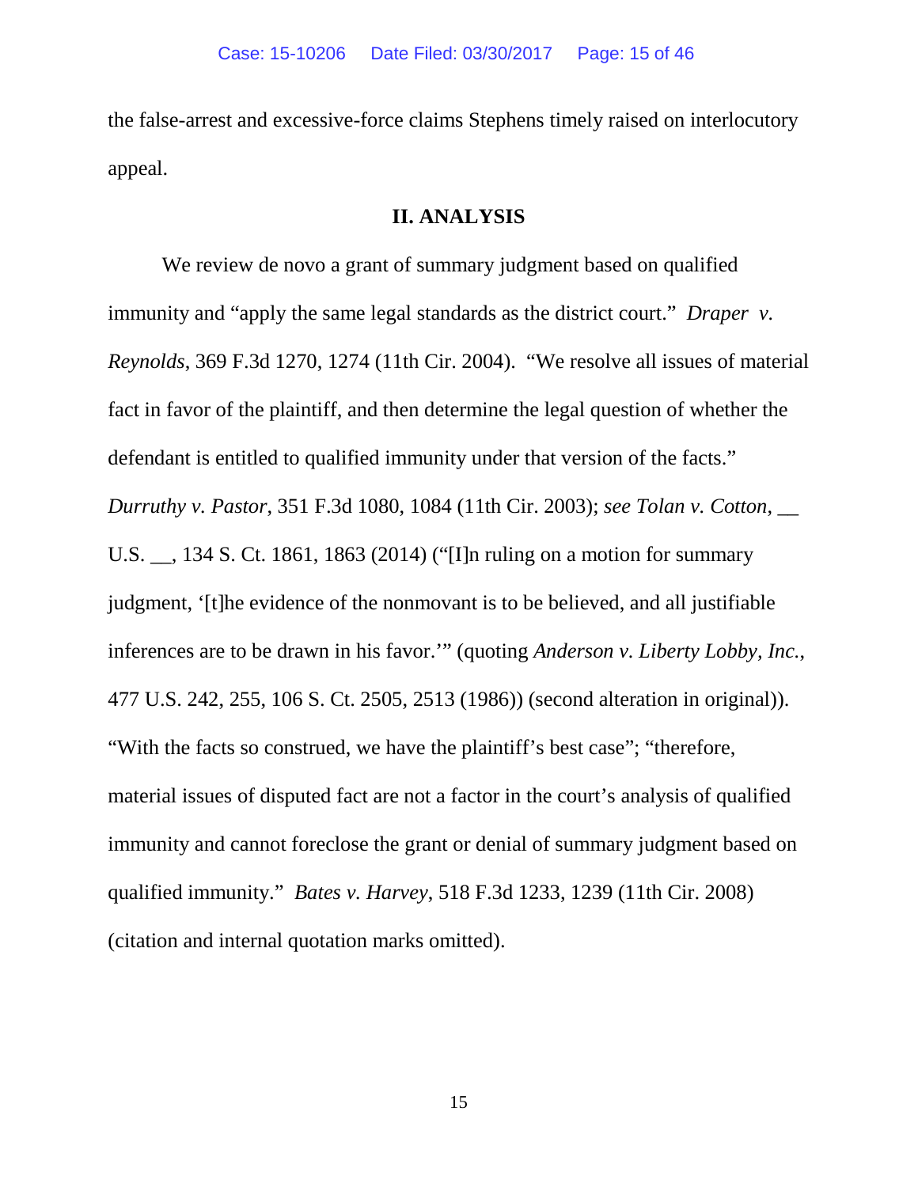the false-arrest and excessive-force claims Stephens timely raised on interlocutory appeal.

## II. ANALYSIS

We review de novo a grant of summary judgment based on qualified immunity and "apply the same legal standards as the district court." *Draper v. Reynolds*, 369 F.3d 1270, 1274 (11th Cir. 2004). "We resolve all issues of material fact in favor of the plaintiff, and then determine the legal question of whether the defendant is entitled to qualified immunity under that version of the facts." *Durruthy v. Pastor*, 351 F.3d 1080, 1084 (11th Cir. 2003); *see Tolan v. Cotton*, __ U.S. __, 134 S. Ct. 1861, 1863 (2014) ("[I]n ruling on a motion for summary judgment, '[t]he evidence of the nonmovant is to be believed, and all justifiable inferences are to be drawn in his favor.'" (quoting *Anderson v. Liberty Lobby, Inc.*, 477 U.S. 242, 255, 106 S. Ct. 2505, 2513 (1986)) (second alteration in original)). "With the facts so construed, we have the plaintiff's best case"; "therefore, material issues of disputed fact are not a factor in the court's analysis of qualified immunity and cannot foreclose the grant or denial of summary judgment based on qualified immunity." *Bates v. Harvey*, 518 F.3d 1233, 1239 (11th Cir. 2008) (citation and internal quotation marks omitted).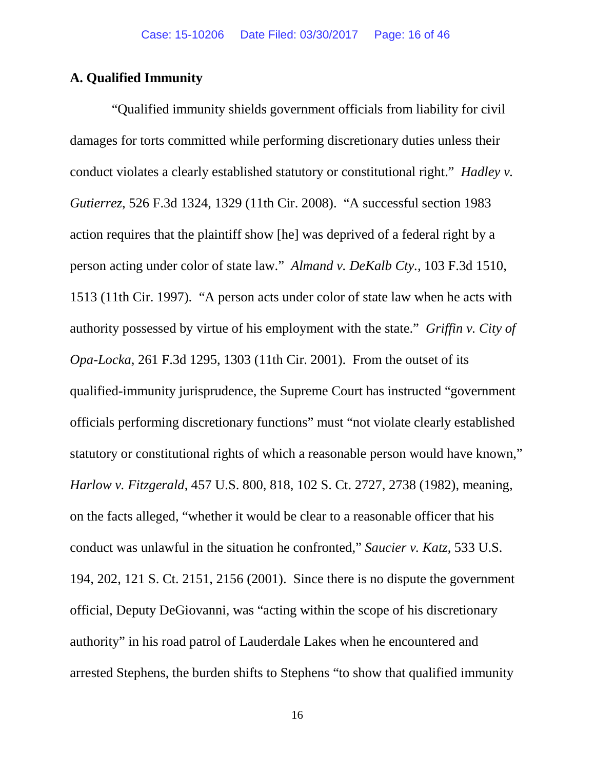### A. Qualified Immunity

"Qualified immunity shields government officials from liability for civil damages for torts committed while performing discretionary duties unless their conduct violates a clearly established statutory or constitutional right." *Hadley v. Gutierrez*, 526 F.3d 1324, 1329 (11th Cir. 2008). "A successful section 1983 action requires that the plaintiff show [he] was deprived of a federal right by a person acting under color of state law." *Almand v. DeKalb Cty.*, 103 F.3d 1510, 1513 (11th Cir. 1997). "A person acts under color of state law when he acts with authority possessed by virtue of his employment with the state." *Griffin v. City of Opa-Locka*, 261 F.3d 1295, 1303 (11th Cir. 2001). From the outset of its qualified-immunity jurisprudence, the Supreme Court has instructed "government officials performing discretionary functions" must "not violate clearly established statutory or constitutional rights of which a reasonable person would have known," *Harlow v. Fitzgerald*, 457 U.S. 800, 818, 102 S. Ct. 2727, 2738 (1982), meaning, on the facts alleged, "whether it would be clear to a reasonable officer that his conduct was unlawful in the situation he confronted," *Saucier v. Katz*, 533 U.S. 194, 202, 121 S. Ct. 2151, 2156 (2001). Since there is no dispute the government official, Deputy DeGiovanni, was "acting within the scope of his discretionary authority" in his road patrol of Lauderdale Lakes when he encountered and arrested Stephens, the burden shifts to Stephens "to show that qualified immunity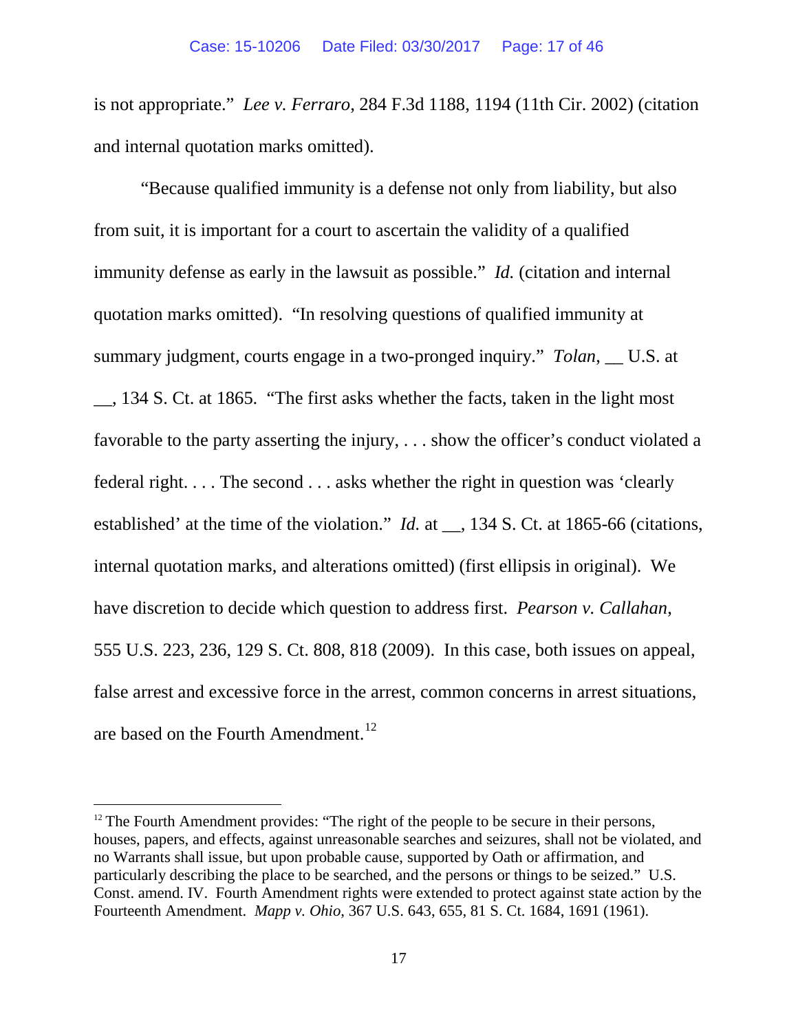is not appropriate." *Lee v. Ferraro*, 284 F.3d 1188, 1194 (11th Cir. 2002) (citation and internal quotation marks omitted).

"Because qualified immunity is a defense not only from liability, but also from suit, it is important for a court to ascertain the validity of a qualified immunity defense as early in the lawsuit as possible." *Id.* (citation and internal quotation marks omitted). "In resolving questions of qualified immunity at summary judgment, courts engage in a two-pronged inquiry." *Tolan*, __ U.S. at __, 134 S. Ct. at 1865. "The first asks whether the facts, taken in the light most favorable to the party asserting the injury, . . . show the officer's conduct violated a federal right. . . . The second . . . asks whether the right in question was 'clearly established' at the time of the violation." *Id.* at __, 134 S. Ct. at 1865-66 (citations, internal quotation marks, and alterations omitted) (first ellipsis in original). We have discretion to decide which question to address first. *Pearson v. Callahan*, 555 U.S. 223, 236, 129 S. Ct. 808, 818 (2009). In this case, both issues on appeal, false arrest and excessive force in the arrest, common concerns in arrest situations, are based on the Fourth Amendment.[12]

---

[12] The Fourth Amendment provides: "The right of the people to be secure in their persons, houses, papers, and effects, against unreasonable searches and seizures, shall not be violated, and no Warrants shall issue, but upon probable cause, supported by Oath or affirmation, and particularly describing the place to be searched, and the persons or things to be seized." U.S. Const. amend. IV. Fourth Amendment rights were extended to protect against state action by the Fourteenth Amendment. *Mapp v. Ohio*, 367 U.S. 643, 655, 81 S. Ct. 1684, 1691 (1961).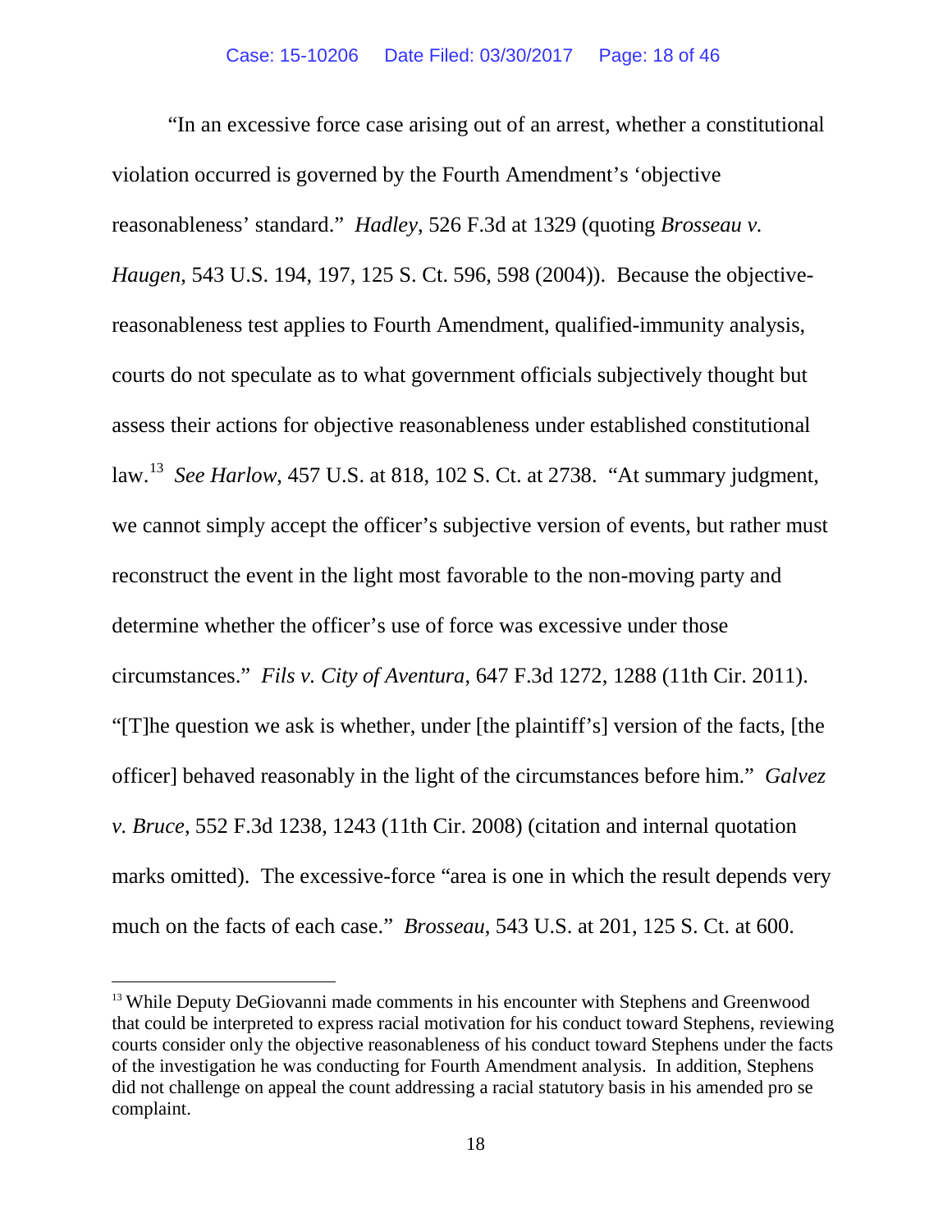"In an excessive force case arising out of an arrest, whether a constitutional violation occurred is governed by the Fourth Amendment's 'objective reasonableness' standard." *Hadley*, 526 F.3d at 1329 (quoting *Brosseau v. Haugen*, 543 U.S. 194, 197, 125 S. Ct. 596, 598 (2004)). Because the objective-reasonableness test applies to Fourth Amendment, qualified-immunity analysis, courts do not speculate as to what government officials subjectively thought but assess their actions for objective reasonableness under established constitutional law.[13] *See Harlow*, 457 U.S. at 818, 102 S. Ct. at 2738. "At summary judgment, we cannot simply accept the officer's subjective version of events, but rather must reconstruct the event in the light most favorable to the non-moving party and determine whether the officer's use of force was excessive under those circumstances." *Fils v. City of Aventura*, 647 F.3d 1272, 1288 (11th Cir. 2011). "[T]he question we ask is whether, under [the plaintiff's] version of the facts, [the officer] behaved reasonably in the light of the circumstances before him." *Galvez v. Bruce*, 552 F.3d 1238, 1243 (11th Cir. 2008) (citation and internal quotation marks omitted). The excessive-force "area is one in which the result depends very much on the facts of each case." *Brosseau*, 543 U.S. at 201, 125 S. Ct. at 600.

---

[13] While Deputy DeGiovanni made comments in his encounter with Stephens and Greenwood that could be interpreted to express racial motivation for his conduct toward Stephens, reviewing courts consider only the objective reasonableness of his conduct toward Stephens under the facts of the investigation he was conducting for Fourth Amendment analysis. In addition, Stephens did not challenge on appeal the count addressing a racial statutory basis in his amended pro se complaint.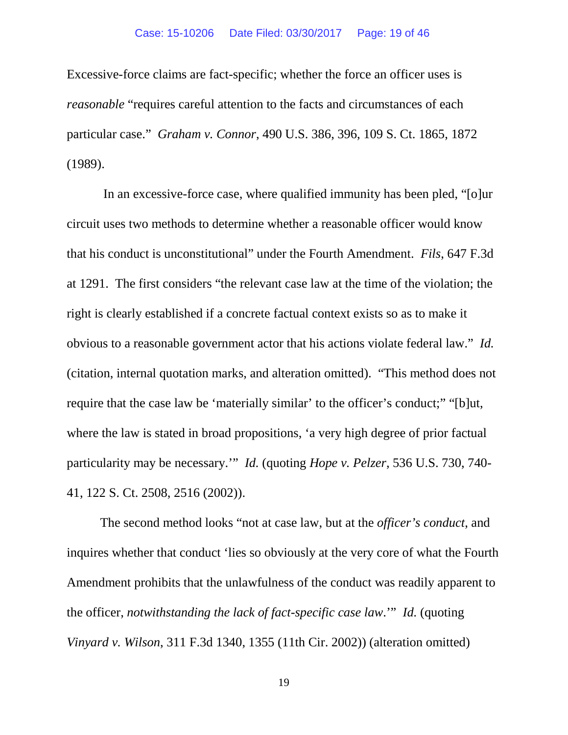Excessive-force claims are fact-specific; whether the force an officer uses is *reasonable* "requires careful attention to the facts and circumstances of each particular case." *Graham v. Connor*, 490 U.S. 386, 396, 109 S. Ct. 1865, 1872 (1989).

In an excessive-force case, where qualified immunity has been pled, "[o]ur circuit uses two methods to determine whether a reasonable officer would know that his conduct is unconstitutional" under the Fourth Amendment. *Fils*, 647 F.3d at 1291. The first considers "the relevant case law at the time of the violation; the right is clearly established if a concrete factual context exists so as to make it obvious to a reasonable government actor that his actions violate federal law." *Id.* (citation, internal quotation marks, and alteration omitted). "This method does not require that the case law be 'materially similar' to the officer's conduct;" "[b]ut, where the law is stated in broad propositions, 'a very high degree of prior factual particularity may be necessary.'" *Id.* (quoting *Hope v. Pelzer*, 536 U.S. 730, 740-41, 122 S. Ct. 2508, 2516 (2002)).

The second method looks "not at case law, but at the *officer's conduct*, and inquires whether that conduct 'lies so obviously at the very core of what the Fourth Amendment prohibits that the unlawfulness of the conduct was readily apparent to the officer, *notwithstanding the lack of fact-specific case law*.'" *Id.* (quoting *Vinyard v. Wilson*, 311 F.3d 1340, 1355 (11th Cir. 2002)) (alteration omitted)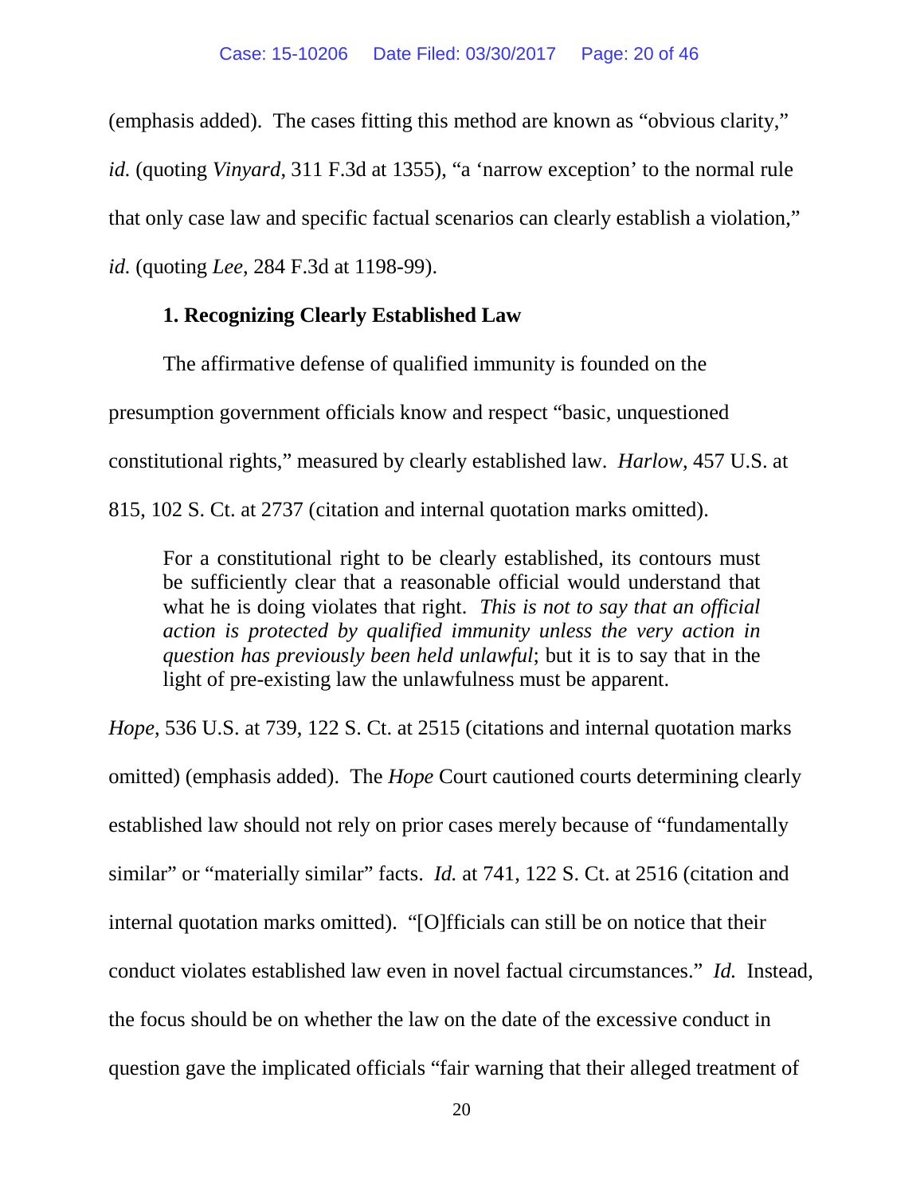(emphasis added). The cases fitting this method are known as "obvious clarity," *id.* (quoting *Vinyard*, 311 F.3d at 1355), "a 'narrow exception' to the normal rule that only case law and specific factual scenarios can clearly establish a violation," *id.* (quoting *Lee*, 284 F.3d at 1198-99).

### 1. Recognizing Clearly Established Law

The affirmative defense of qualified immunity is founded on the presumption government officials know and respect "basic, unquestioned constitutional rights," measured by clearly established law. *Harlow*, 457 U.S. at 815, 102 S. Ct. at 2737 (citation and internal quotation marks omitted).

> For a constitutional right to be clearly established, its contours must be sufficiently clear that a reasonable official would understand that what he is doing violates that right. *This is not to say that an official action is protected by qualified immunity unless the very action in question has previously been held unlawful*; but it is to say that in the light of pre-existing law the unlawfulness must be apparent.

*Hope*, 536 U.S. at 739, 122 S. Ct. at 2515 (citations and internal quotation marks omitted) (emphasis added). The *Hope* Court cautioned courts determining clearly established law should not rely on prior cases merely because of "fundamentally similar" or "materially similar" facts. *Id.* at 741, 122 S. Ct. at 2516 (citation and internal quotation marks omitted). "[O]fficials can still be on notice that their conduct violates established law even in novel factual circumstances." *Id.* Instead, the focus should be on whether the law on the date of the excessive conduct in question gave the implicated officials "fair warning that their alleged treatment of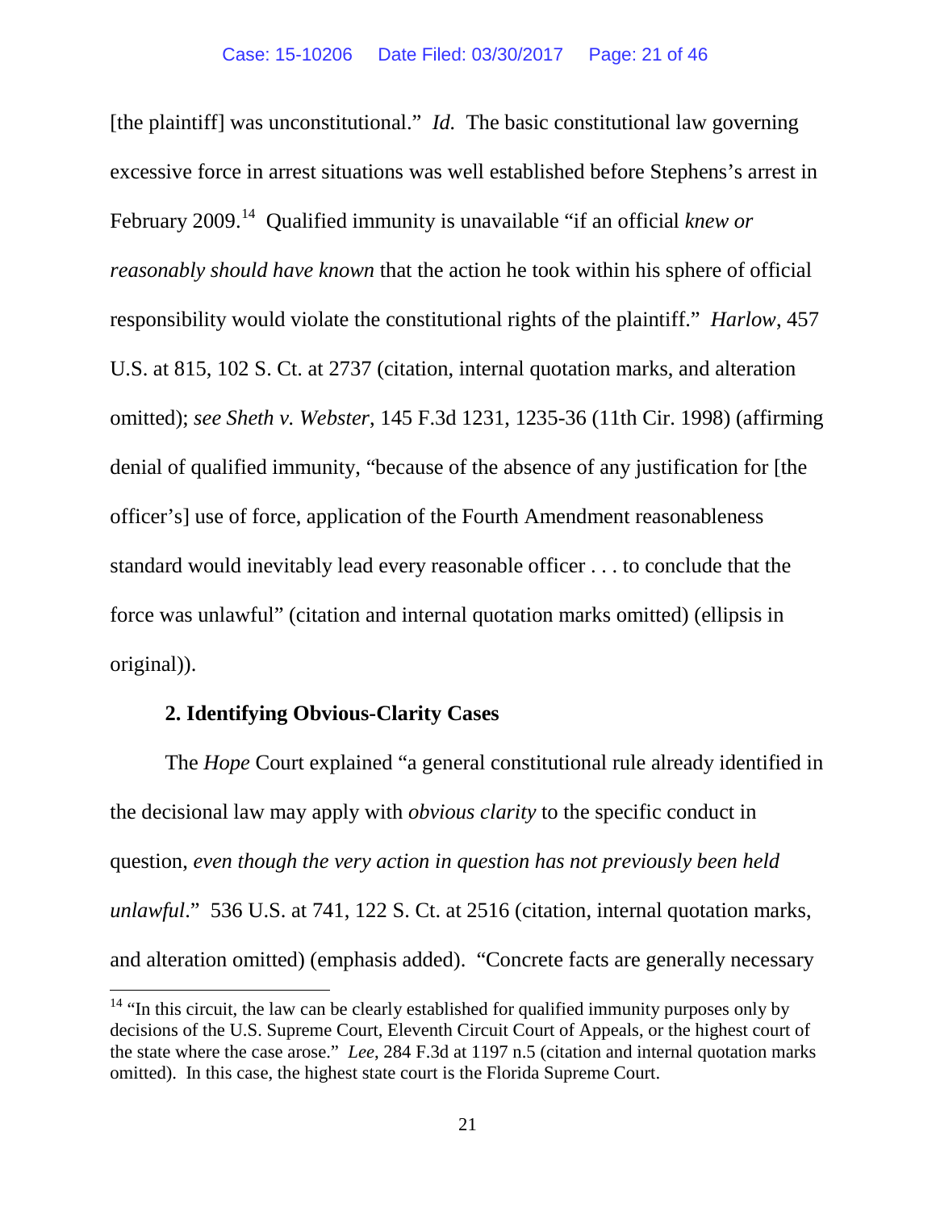[the plaintiff] was unconstitutional." *Id.* The basic constitutional law governing excessive force in arrest situations was well established before Stephens's arrest in February 2009.[14] Qualified immunity is unavailable "if an official *knew or reasonably should have known* that the action he took within his sphere of official responsibility would violate the constitutional rights of the plaintiff." *Harlow*, 457 U.S. at 815, 102 S. Ct. at 2737 (citation, internal quotation marks, and alteration omitted); *see Sheth v. Webster*, 145 F.3d 1231, 1235-36 (11th Cir. 1998) (affirming denial of qualified immunity, "because of the absence of any justification for [the officer's] use of force, application of the Fourth Amendment reasonableness standard would inevitably lead every reasonable officer . . . to conclude that the force was unlawful" (citation and internal quotation marks omitted) (ellipsis in original)).

**2. Identifying Obvious-Clarity Cases**

The *Hope* Court explained "a general constitutional rule already identified in the decisional law may apply with *obvious clarity* to the specific conduct in question, *even though the very action in question has not previously been held unlawful*." 536 U.S. at 741, 122 S. Ct. at 2516 (citation, internal quotation marks, and alteration omitted) (emphasis added). "Concrete facts are generally necessary

---

[14] "In this circuit, the law can be clearly established for qualified immunity purposes only by decisions of the U.S. Supreme Court, Eleventh Circuit Court of Appeals, or the highest court of the state where the case arose." *Lee*, 284 F.3d at 1197 n.5 (citation and internal quotation marks omitted). In this case, the highest state court is the Florida Supreme Court.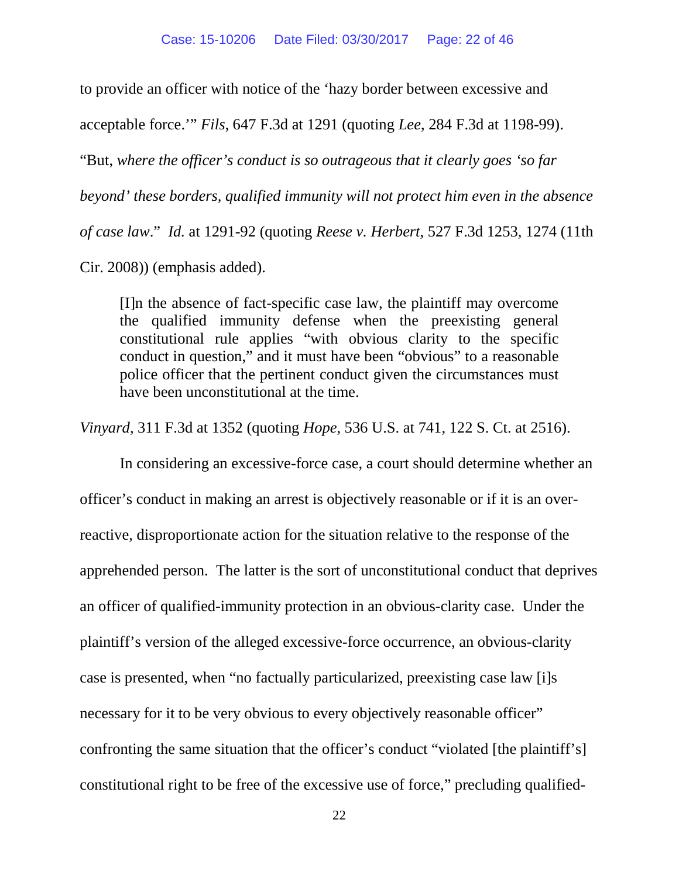to provide an officer with notice of the 'hazy border between excessive and acceptable force.'" *Fils*, 647 F.3d at 1291 (quoting *Lee*, 284 F.3d at 1198-99). "But, *where the officer's conduct is so outrageous that it clearly goes 'so far beyond' these borders, qualified immunity will not protect him even in the absence of case law*." *Id.* at 1291-92 (quoting *Reese v. Herbert*, 527 F.3d 1253, 1274 (11th Cir. 2008)) (emphasis added).

> [I]n the absence of fact-specific case law, the plaintiff may overcome the qualified immunity defense when the preexisting general constitutional rule applies "with obvious clarity to the specific conduct in question," and it must have been "obvious" to a reasonable police officer that the pertinent conduct given the circumstances must have been unconstitutional at the time.

*Vinyard*, 311 F.3d at 1352 (quoting *Hope*, 536 U.S. at 741, 122 S. Ct. at 2516).

In considering an excessive-force case, a court should determine whether an officer's conduct in making an arrest is objectively reasonable or if it is an over-reactive, disproportionate action for the situation relative to the response of the apprehended person. The latter is the sort of unconstitutional conduct that deprives an officer of qualified-immunity protection in an obvious-clarity case. Under the plaintiff's version of the alleged excessive-force occurrence, an obvious-clarity case is presented, when "no factually particularized, preexisting case law [i]s necessary for it to be very obvious to every objectively reasonable officer" confronting the same situation that the officer's conduct "violated [the plaintiff's] constitutional right to be free of the excessive use of force," precluding qualified-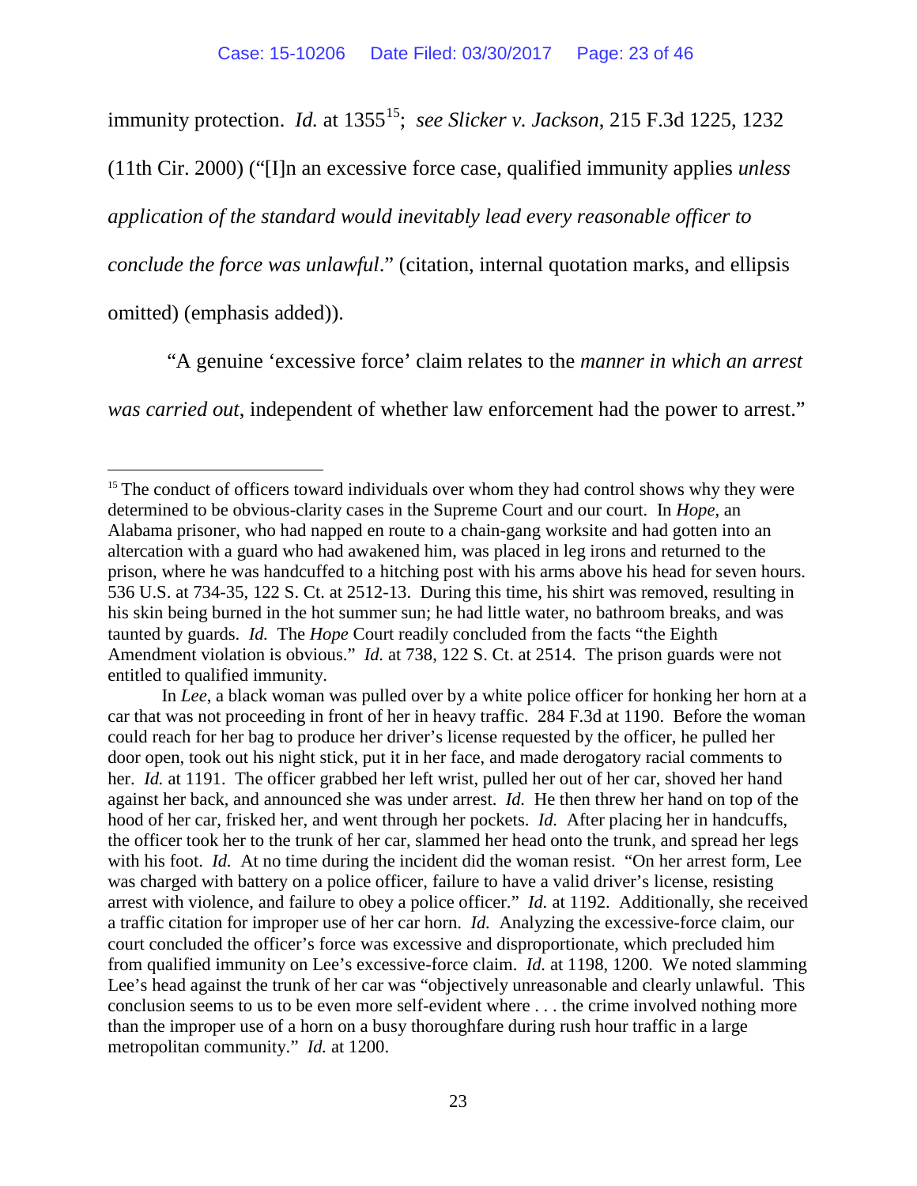immunity protection. *Id.* at 1355[15]; *see Slicker v. Jackson*, 215 F.3d 1225, 1232 (11th Cir. 2000) ("[I]n an excessive force case, qualified immunity applies *unless application of the standard would inevitably lead every reasonable officer to conclude the force was unlawful*." (citation, internal quotation marks, and ellipsis omitted) (emphasis added)).

"A genuine 'excessive force' claim relates to the *manner in which an arrest was carried out*, independent of whether law enforcement had the power to arrest."

---

[15] The conduct of officers toward individuals over whom they had control shows why they were determined to be obvious-clarity cases in the Supreme Court and our court. In *Hope*, an Alabama prisoner, who had napped en route to a chain-gang worksite and had gotten into an altercation with a guard who had awakened him, was placed in leg irons and returned to the prison, where he was handcuffed to a hitching post with his arms above his head for seven hours. 536 U.S. at 734-35, 122 S. Ct. at 2512-13. During this time, his shirt was removed, resulting in his skin being burned in the hot summer sun; he had little water, no bathroom breaks, and was taunted by guards. *Id.* The *Hope* Court readily concluded from the facts "the Eighth Amendment violation is obvious." *Id.* at 738, 122 S. Ct. at 2514. The prison guards were not entitled to qualified immunity.

In *Lee*, a black woman was pulled over by a white police officer for honking her horn at a car that was not proceeding in front of her in heavy traffic. 284 F.3d at 1190. Before the woman could reach for her bag to produce her driver's license requested by the officer, he pulled her door open, took out his night stick, put it in her face, and made derogatory racial comments to her. *Id.* at 1191. The officer grabbed her left wrist, pulled her out of her car, shoved her hand against her back, and announced she was under arrest. *Id.* He then threw her hand on top of the hood of her car, frisked her, and went through her pockets. *Id.* After placing her in handcuffs, the officer took her to the trunk of her car, slammed her head onto the trunk, and spread her legs with his foot. *Id.* At no time during the incident did the woman resist. "On her arrest form, Lee was charged with battery on a police officer, failure to have a valid driver's license, resisting arrest with violence, and failure to obey a police officer." *Id.* at 1192. Additionally, she received a traffic citation for improper use of her car horn. *Id.* Analyzing the excessive-force claim, our court concluded the officer's force was excessive and disproportionate, which precluded him from qualified immunity on Lee's excessive-force claim. *Id.* at 1198, 1200. We noted slamming Lee's head against the trunk of her car was "objectively unreasonable and clearly unlawful. This conclusion seems to us to be even more self-evident where . . . the crime involved nothing more than the improper use of a horn on a busy thoroughfare during rush hour traffic in a large metropolitan community." *Id.* at 1200.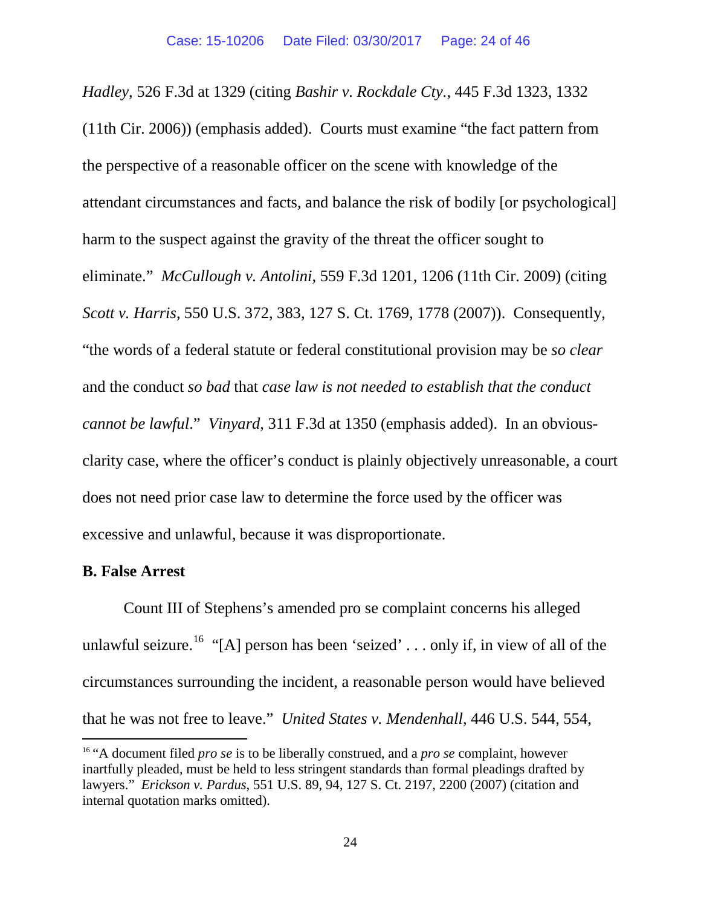*Hadley*, 526 F.3d at 1329 (citing *Bashir v. Rockdale Cty.*, 445 F.3d 1323, 1332 (11th Cir. 2006)) (emphasis added). Courts must examine "the fact pattern from the perspective of a reasonable officer on the scene with knowledge of the attendant circumstances and facts, and balance the risk of bodily [or psychological] harm to the suspect against the gravity of the threat the officer sought to eliminate." *McCullough v. Antolini*, 559 F.3d 1201, 1206 (11th Cir. 2009) (citing *Scott v. Harris*, 550 U.S. 372, 383, 127 S. Ct. 1769, 1778 (2007)). Consequently, "the words of a federal statute or federal constitutional provision may be *so clear* and the conduct *so bad* that *case law is not needed to establish that the conduct cannot be lawful*." *Vinyard*, 311 F.3d at 1350 (emphasis added). In an obvious-clarity case, where the officer's conduct is plainly objectively unreasonable, a court does not need prior case law to determine the force used by the officer was excessive and unlawful, because it was disproportionate.

**B. False Arrest**

Count III of Stephens's amended pro se complaint concerns his alleged unlawful seizure.[16] "[A] person has been 'seized' . . . only if, in view of all of the circumstances surrounding the incident, a reasonable person would have believed that he was not free to leave." *United States v. Mendenhall*, 446 U.S. 544, 554,

---

[16] "A document filed *pro se* is to be liberally construed, and a *pro se* complaint, however inartfully pleaded, must be held to less stringent standards than formal pleadings drafted by lawyers." *Erickson v. Pardus*, 551 U.S. 89, 94, 127 S. Ct. 2197, 2200 (2007) (citation and internal quotation marks omitted).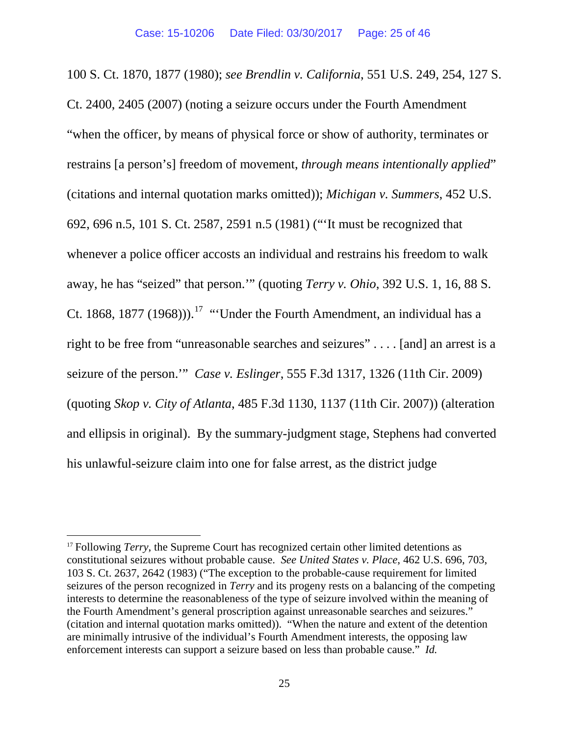100 S. Ct. 1870, 1877 (1980); *see Brendlin v. California*, 551 U.S. 249, 254, 127 S. Ct. 2400, 2405 (2007) (noting a seizure occurs under the Fourth Amendment "when the officer, by means of physical force or show of authority, terminates or restrains [a person's] freedom of movement, *through means intentionally applied*" (citations and internal quotation marks omitted)); *Michigan v. Summers*, 452 U.S. 692, 696 n.5, 101 S. Ct. 2587, 2591 n.5 (1981) ("'It must be recognized that whenever a police officer accosts an individual and restrains his freedom to walk away, he has "seized" that person.'" (quoting *Terry v. Ohio*, 392 U.S. 1, 16, 88 S. Ct. 1868, 1877 (1968))).[17] "'Under the Fourth Amendment, an individual has a right to be free from "unreasonable searches and seizures" . . . . [and] an arrest is a seizure of the person.'" *Case v. Eslinger*, 555 F.3d 1317, 1326 (11th Cir. 2009) (quoting *Skop v. City of Atlanta*, 485 F.3d 1130, 1137 (11th Cir. 2007)) (alteration and ellipsis in original). By the summary-judgment stage, Stephens had converted his unlawful-seizure claim into one for false arrest, as the district judge

---

[17] Following *Terry*, the Supreme Court has recognized certain other limited detentions as constitutional seizures without probable cause. *See United States v. Place*, 462 U.S. 696, 703, 103 S. Ct. 2637, 2642 (1983) ("The exception to the probable-cause requirement for limited seizures of the person recognized in *Terry* and its progeny rests on a balancing of the competing interests to determine the reasonableness of the type of seizure involved within the meaning of the Fourth Amendment's general proscription against unreasonable searches and seizures." (citation and internal quotation marks omitted)). "When the nature and extent of the detention are minimally intrusive of the individual's Fourth Amendment interests, the opposing law enforcement interests can support a seizure based on less than probable cause." *Id.*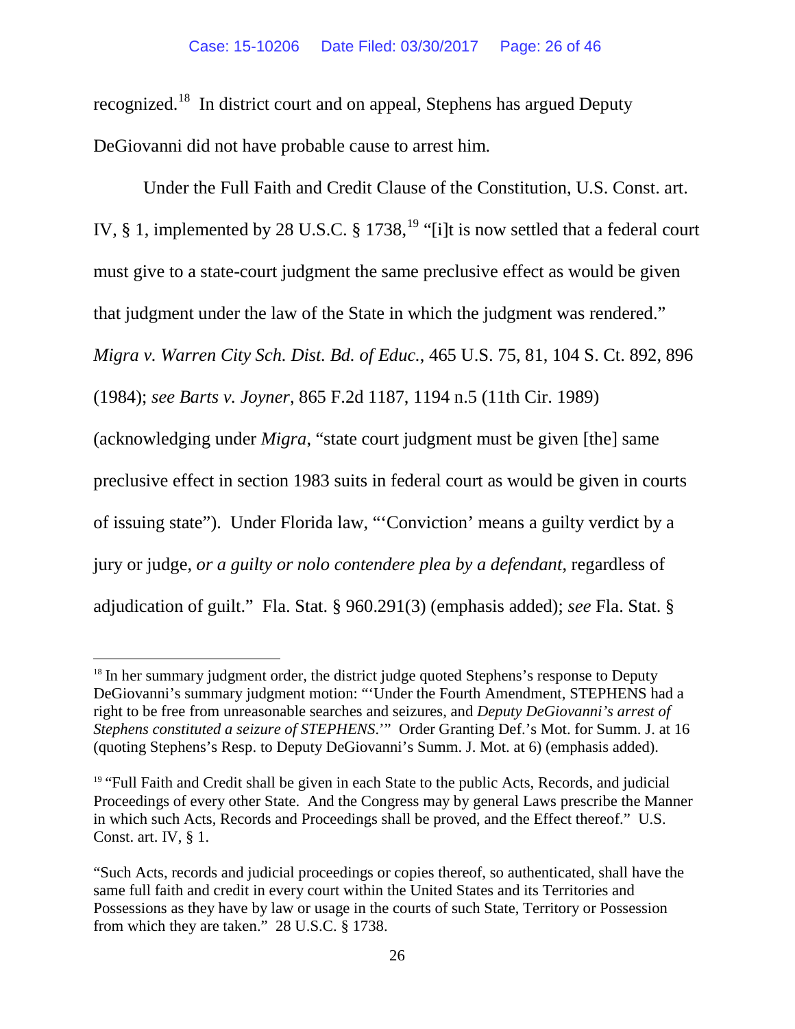recognized.[18] In district court and on appeal, Stephens has argued Deputy DeGiovanni did not have probable cause to arrest him.

Under the Full Faith and Credit Clause of the Constitution, U.S. Const. art. IV, § 1, implemented by 28 U.S.C. § 1738,[19] "[i]t is now settled that a federal court must give to a state-court judgment the same preclusive effect as would be given that judgment under the law of the State in which the judgment was rendered." *Migra v. Warren City Sch. Dist. Bd. of Educ.*, 465 U.S. 75, 81, 104 S. Ct. 892, 896 (1984); *see Barts v. Joyner*, 865 F.2d 1187, 1194 n.5 (11th Cir. 1989) (acknowledging under *Migra*, "state court judgment must be given [the] same preclusive effect in section 1983 suits in federal court as would be given in courts of issuing state"). Under Florida law, "'Conviction' means a guilty verdict by a jury or judge, *or a guilty or nolo contendere plea by a defendant*, regardless of adjudication of guilt." Fla. Stat. § 960.291(3) (emphasis added); *see* Fla. Stat. §

---

[18] In her summary judgment order, the district judge quoted Stephens's response to Deputy DeGiovanni's summary judgment motion: "'Under the Fourth Amendment, STEPHENS had a right to be free from unreasonable searches and seizures, and *Deputy DeGiovanni's arrest of Stephens constituted a seizure of STEPHENS*.'" Order Granting Def.'s Mot. for Summ. J. at 16 (quoting Stephens's Resp. to Deputy DeGiovanni's Summ. J. Mot. at 6) (emphasis added).

[19] "Full Faith and Credit shall be given in each State to the public Acts, Records, and judicial Proceedings of every other State. And the Congress may by general Laws prescribe the Manner in which such Acts, Records and Proceedings shall be proved, and the Effect thereof." U.S. Const. art. IV, § 1.

"Such Acts, records and judicial proceedings or copies thereof, so authenticated, shall have the same full faith and credit in every court within the United States and its Territories and Possessions as they have by law or usage in the courts of such State, Territory or Possession from which they are taken." 28 U.S.C. § 1738.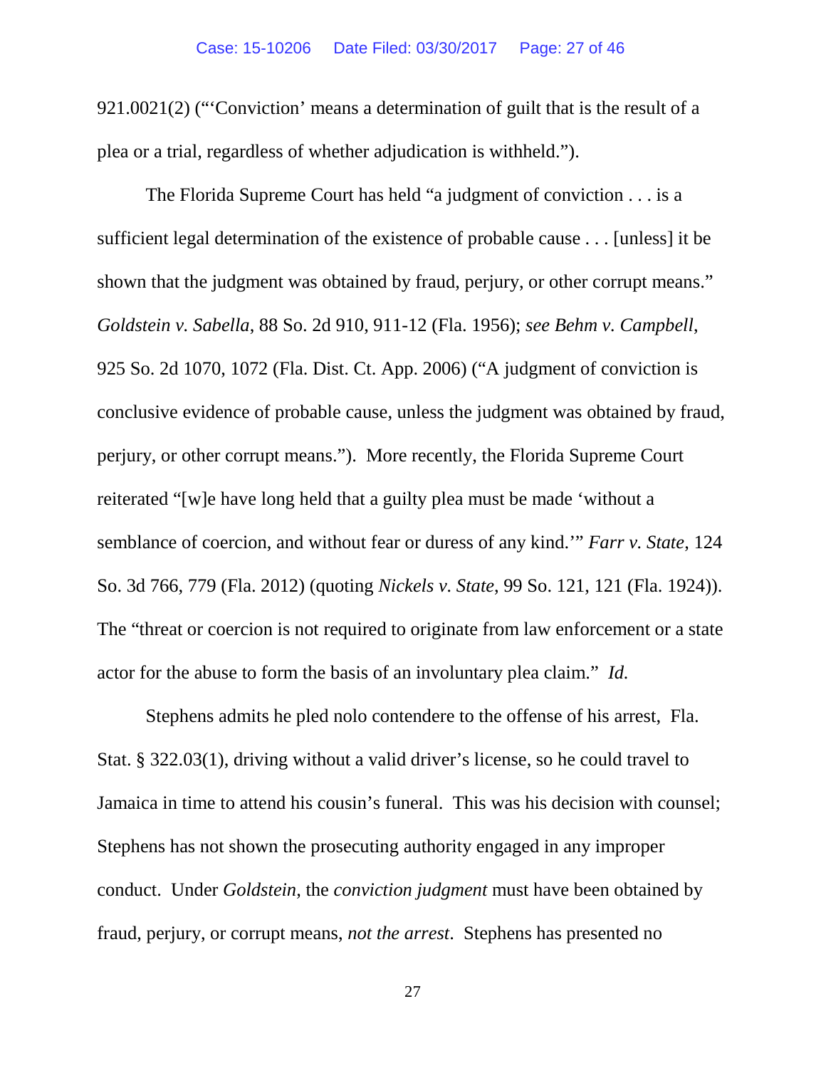921.0021(2) ("'Conviction' means a determination of guilt that is the result of a plea or a trial, regardless of whether adjudication is withheld.").

The Florida Supreme Court has held "a judgment of conviction . . . is a sufficient legal determination of the existence of probable cause . . . [unless] it be shown that the judgment was obtained by fraud, perjury, or other corrupt means." *Goldstein v. Sabella*, 88 So. 2d 910, 911-12 (Fla. 1956); *see Behm v. Campbell*, 925 So. 2d 1070, 1072 (Fla. Dist. Ct. App. 2006) ("A judgment of conviction is conclusive evidence of probable cause, unless the judgment was obtained by fraud, perjury, or other corrupt means."). More recently, the Florida Supreme Court reiterated "[w]e have long held that a guilty plea must be made 'without a semblance of coercion, and without fear or duress of any kind.'" *Farr v. State*, 124 So. 3d 766, 779 (Fla. 2012) (quoting *Nickels v. State*, 99 So. 121, 121 (Fla. 1924)). The "threat or coercion is not required to originate from law enforcement or a state actor for the abuse to form the basis of an involuntary plea claim." *Id.*

Stephens admits he pled nolo contendere to the offense of his arrest, Fla. Stat. § 322.03(1), driving without a valid driver's license, so he could travel to Jamaica in time to attend his cousin's funeral. This was his decision with counsel; Stephens has not shown the prosecuting authority engaged in any improper conduct. Under *Goldstein*, the *conviction judgment* must have been obtained by fraud, perjury, or corrupt means, *not the arrest*. Stephens has presented no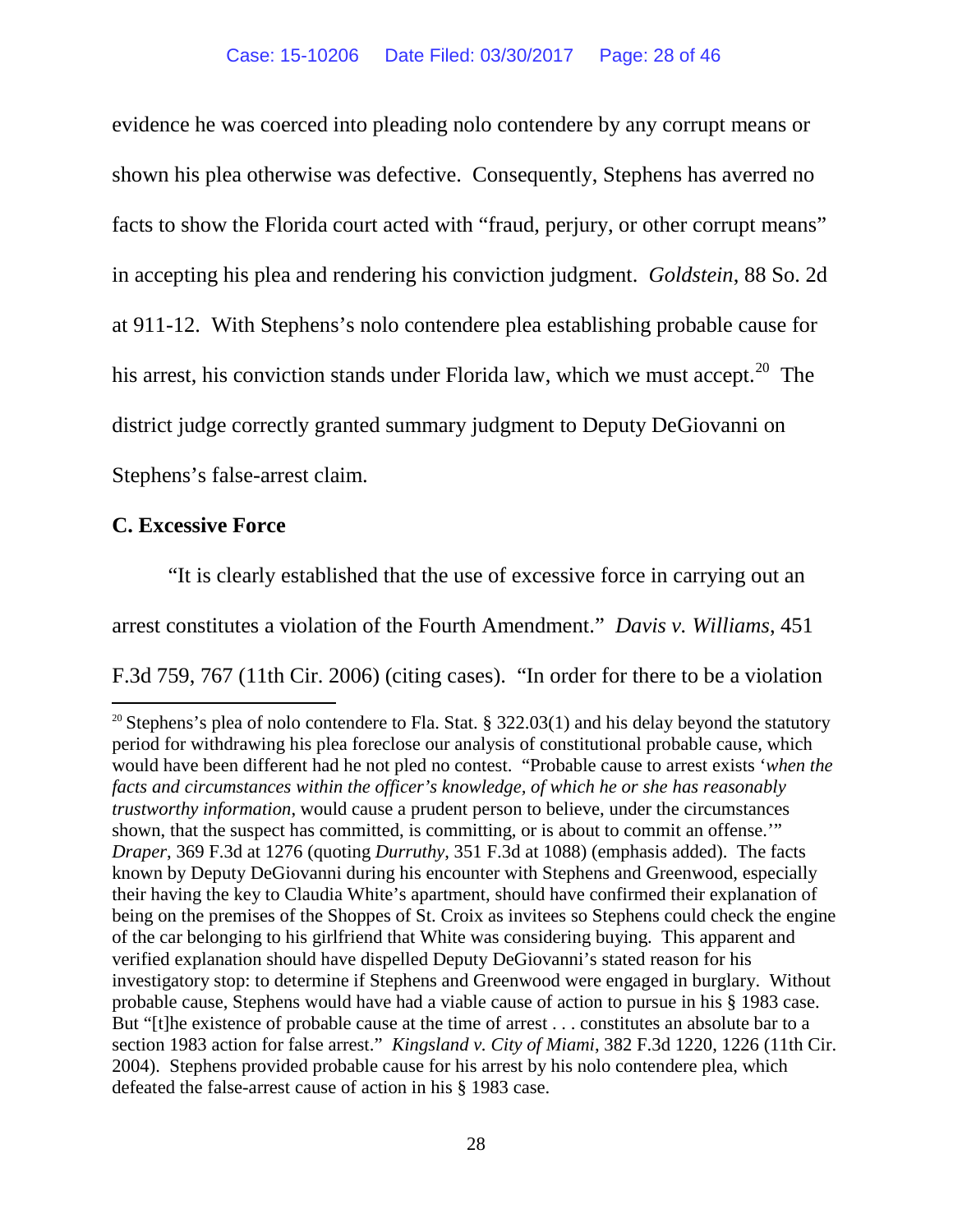evidence he was coerced into pleading nolo contendere by any corrupt means or shown his plea otherwise was defective. Consequently, Stephens has averred no facts to show the Florida court acted with "fraud, perjury, or other corrupt means" in accepting his plea and rendering his conviction judgment. *Goldstein*, 88 So. 2d at 911-12. With Stephens's nolo contendere plea establishing probable cause for his arrest, his conviction stands under Florida law, which we must accept.[20] The district judge correctly granted summary judgment to Deputy DeGiovanni on Stephens's false-arrest claim.

**C. Excessive Force**

"It is clearly established that the use of excessive force in carrying out an arrest constitutes a violation of the Fourth Amendment." *Davis v. Williams*, 451 F.3d 759, 767 (11th Cir. 2006) (citing cases). "In order for there to be a violation

---

[20] Stephens's plea of nolo contendere to Fla. Stat. § 322.03(1) and his delay beyond the statutory period for withdrawing his plea foreclose our analysis of constitutional probable cause, which would have been different had he not pled no contest. "Probable cause to arrest exists '*when the facts and circumstances within the officer's knowledge, of which he or she has reasonably trustworthy information*, would cause a prudent person to believe, under the circumstances shown, that the suspect has committed, is committing, or is about to commit an offense.'" *Draper*, 369 F.3d at 1276 (quoting *Durruthy*, 351 F.3d at 1088) (emphasis added). The facts known by Deputy DeGiovanni during his encounter with Stephens and Greenwood, especially their having the key to Claudia White's apartment, should have confirmed their explanation of being on the premises of the Shoppes of St. Croix as invitees so Stephens could check the engine of the car belonging to his girlfriend that White was considering buying. This apparent and verified explanation should have dispelled Deputy DeGiovanni's stated reason for his investigatory stop: to determine if Stephens and Greenwood were engaged in burglary. Without probable cause, Stephens would have had a viable cause of action to pursue in his § 1983 case. But "[t]he existence of probable cause at the time of arrest . . . constitutes an absolute bar to a section 1983 action for false arrest." *Kingsland v. City of Miami*, 382 F.3d 1220, 1226 (11th Cir. 2004). Stephens provided probable cause for his arrest by his nolo contendere plea, which defeated the false-arrest cause of action in his § 1983 case.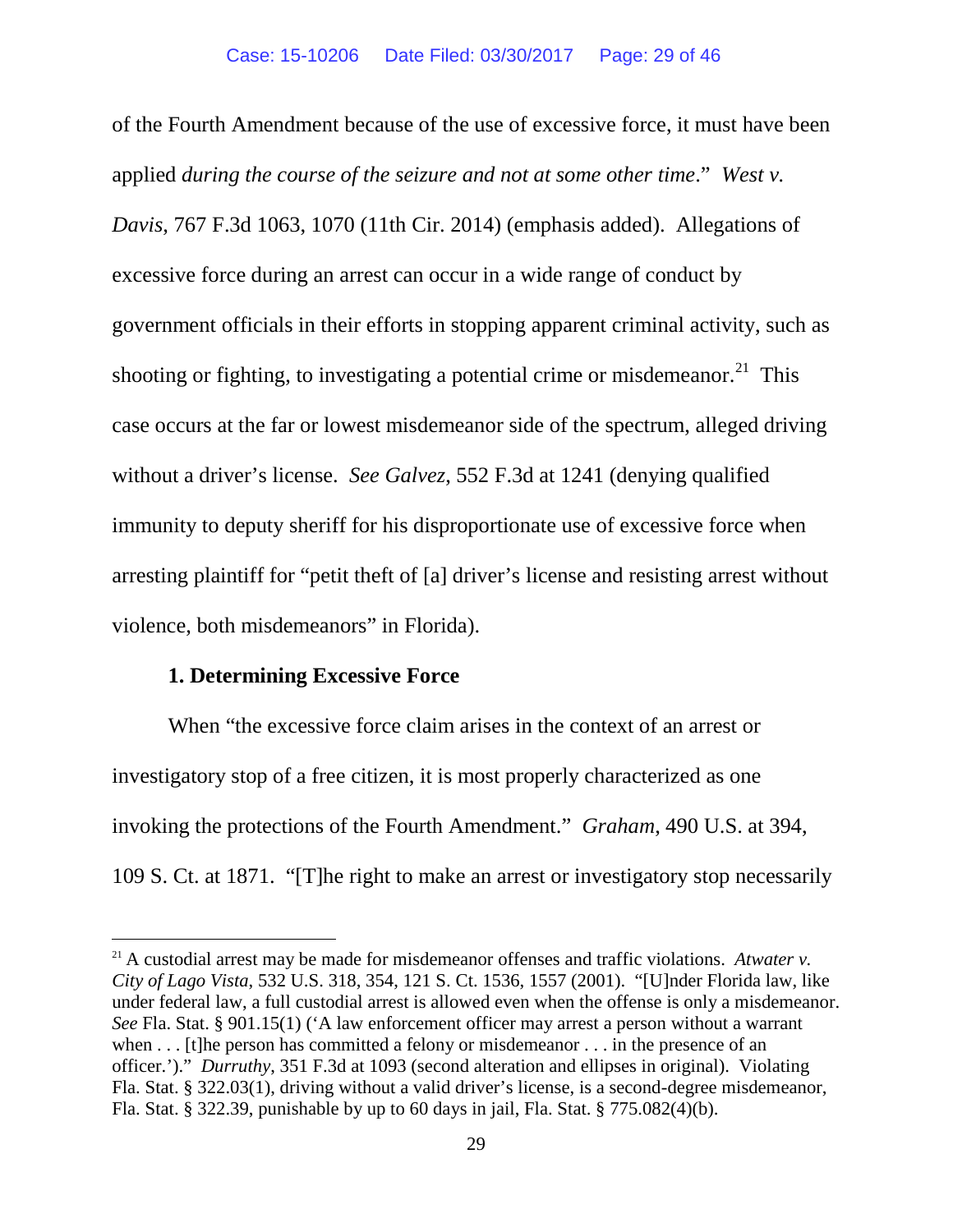of the Fourth Amendment because of the use of excessive force, it must have been applied *during the course of the seizure and not at some other time*." *West v. Davis*, 767 F.3d 1063, 1070 (11th Cir. 2014) (emphasis added). Allegations of excessive force during an arrest can occur in a wide range of conduct by government officials in their efforts in stopping apparent criminal activity, such as shooting or fighting, to investigating a potential crime or misdemeanor.[21] This case occurs at the far or lowest misdemeanor side of the spectrum, alleged driving without a driver's license. *See Galvez*, 552 F.3d at 1241 (denying qualified immunity to deputy sheriff for his disproportionate use of excessive force when arresting plaintiff for "petit theft of [a] driver's license and resisting arrest without violence, both misdemeanors" in Florida).

**1. Determining Excessive Force**

When "the excessive force claim arises in the context of an arrest or investigatory stop of a free citizen, it is most properly characterized as one invoking the protections of the Fourth Amendment." *Graham*, 490 U.S. at 394, 109 S. Ct. at 1871. "[T]he right to make an arrest or investigatory stop necessarily

---

[21] A custodial arrest may be made for misdemeanor offenses and traffic violations. *Atwater v. City of Lago Vista*, 532 U.S. 318, 354, 121 S. Ct. 1536, 1557 (2001). "[U]nder Florida law, like under federal law, a full custodial arrest is allowed even when the offense is only a misdemeanor. *See* Fla. Stat. § 901.15(1) ('A law enforcement officer may arrest a person without a warrant when . . . [t]he person has committed a felony or misdemeanor . . . in the presence of an officer.')." *Durruthy*, 351 F.3d at 1093 (second alteration and ellipses in original). Violating Fla. Stat. § 322.03(1), driving without a valid driver's license, is a second-degree misdemeanor, Fla. Stat. § 322.39, punishable by up to 60 days in jail, Fla. Stat. § 775.082(4)(b).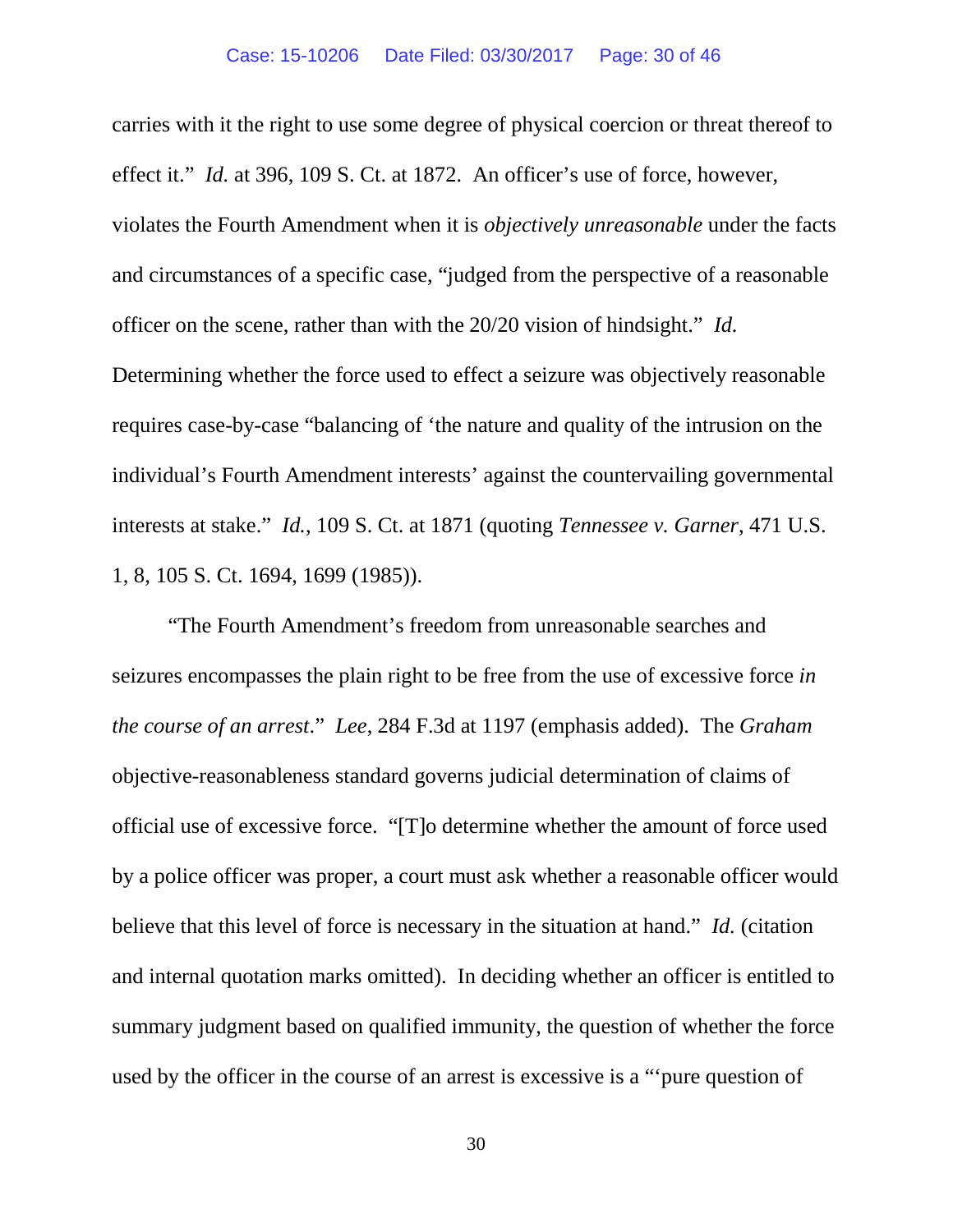carries with it the right to use some degree of physical coercion or threat thereof to effect it." *Id.* at 396, 109 S. Ct. at 1872. An officer's use of force, however, violates the Fourth Amendment when it is *objectively unreasonable* under the facts and circumstances of a specific case, "judged from the perspective of a reasonable officer on the scene, rather than with the 20/20 vision of hindsight." *Id.* Determining whether the force used to effect a seizure was objectively reasonable requires case-by-case "balancing of 'the nature and quality of the intrusion on the individual's Fourth Amendment interests' against the countervailing governmental interests at stake." *Id.*, 109 S. Ct. at 1871 (quoting *Tennessee v. Garner*, 471 U.S. 1, 8, 105 S. Ct. 1694, 1699 (1985)).

"The Fourth Amendment's freedom from unreasonable searches and seizures encompasses the plain right to be free from the use of excessive force *in the course of an arrest*." *Lee*, 284 F.3d at 1197 (emphasis added). The *Graham* objective-reasonableness standard governs judicial determination of claims of official use of excessive force. "[T]o determine whether the amount of force used by a police officer was proper, a court must ask whether a reasonable officer would believe that this level of force is necessary in the situation at hand." *Id.* (citation and internal quotation marks omitted). In deciding whether an officer is entitled to summary judgment based on qualified immunity, the question of whether the force used by the officer in the course of an arrest is excessive is a "'pure question of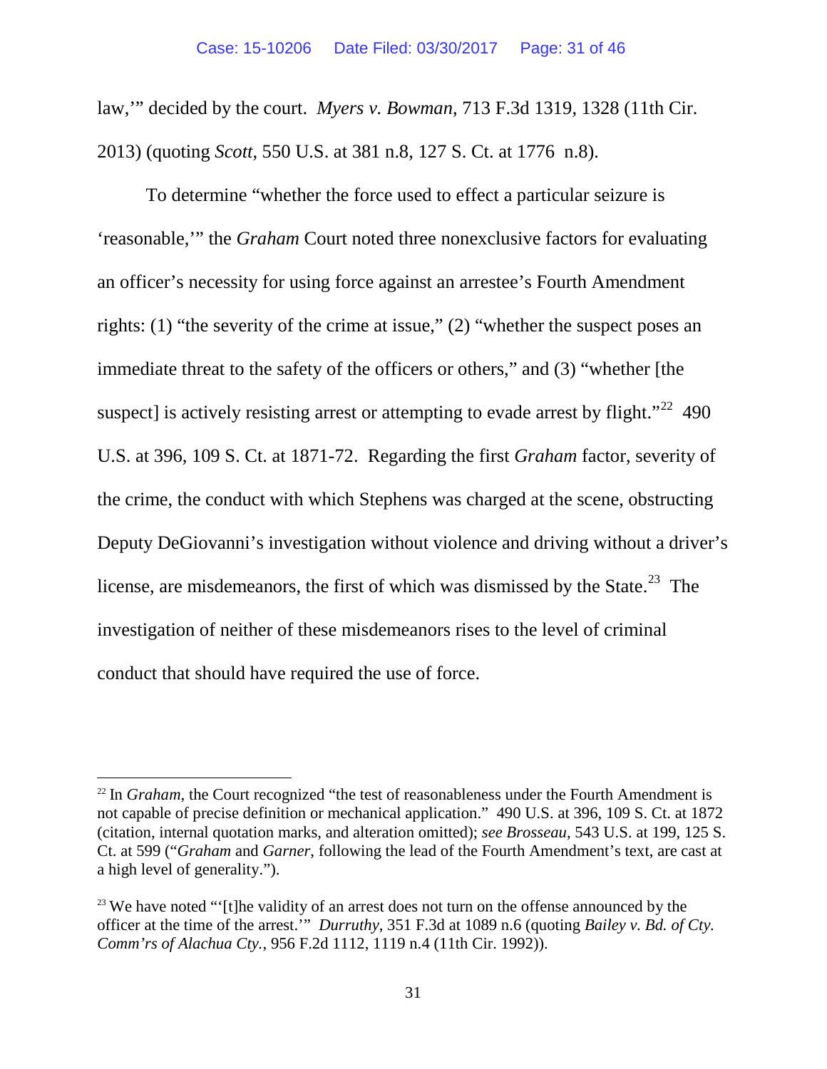law,'" decided by the court. *Myers v. Bowman*, 713 F.3d 1319, 1328 (11th Cir. 2013) (quoting *Scott*, 550 U.S. at 381 n.8, 127 S. Ct. at 1776 n.8).

To determine "whether the force used to effect a particular seizure is 'reasonable,'" the *Graham* Court noted three nonexclusive factors for evaluating an officer's necessity for using force against an arrestee's Fourth Amendment rights: (1) "the severity of the crime at issue," (2) "whether the suspect poses an immediate threat to the safety of the officers or others," and (3) "whether [the suspect] is actively resisting arrest or attempting to evade arrest by flight."[22] 490 U.S. at 396, 109 S. Ct. at 1871-72. Regarding the first *Graham* factor, severity of the crime, the conduct with which Stephens was charged at the scene, obstructing Deputy DeGiovanni's investigation without violence and driving without a driver's license, are misdemeanors, the first of which was dismissed by the State.[23] The investigation of neither of these misdemeanors rises to the level of criminal conduct that should have required the use of force.

---

[22] In *Graham*, the Court recognized "the test of reasonableness under the Fourth Amendment is not capable of precise definition or mechanical application." 490 U.S. at 396, 109 S. Ct. at 1872 (citation, internal quotation marks, and alteration omitted); *see Brosseau*, 543 U.S. at 199, 125 S. Ct. at 599 ("*Graham* and *Garner*, following the lead of the Fourth Amendment's text, are cast at a high level of generality.").

[23] We have noted "'[t]he validity of an arrest does not turn on the offense announced by the officer at the time of the arrest.'" *Durruthy*, 351 F.3d at 1089 n.6 (quoting *Bailey v. Bd. of Cty. Comm'rs of Alachua Cty.*, 956 F.2d 1112, 1119 n.4 (11th Cir. 1992)).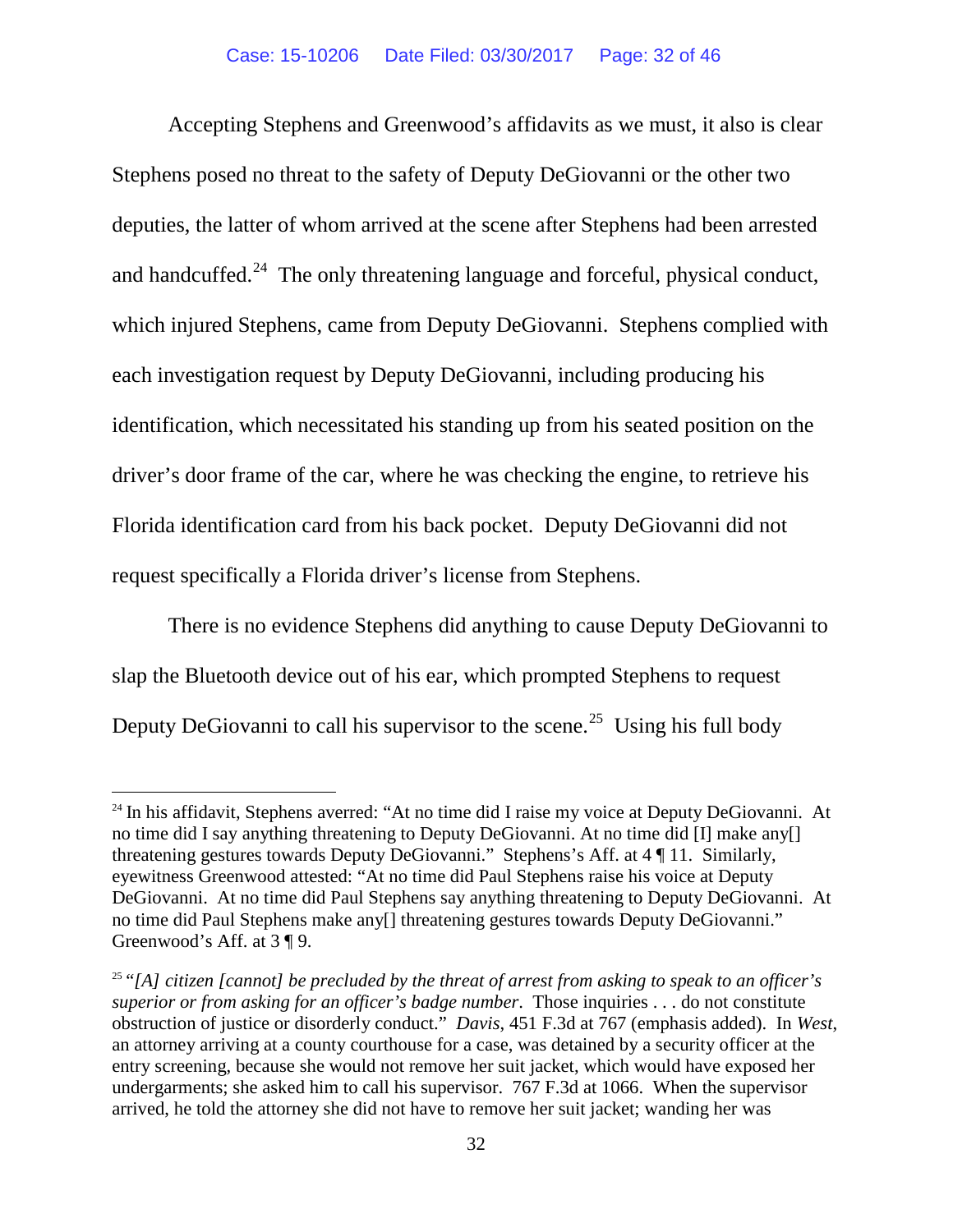Accepting Stephens and Greenwood's affidavits as we must, it also is clear Stephens posed no threat to the safety of Deputy DeGiovanni or the other two deputies, the latter of whom arrived at the scene after Stephens had been arrested and handcuffed.[24] The only threatening language and forceful, physical conduct, which injured Stephens, came from Deputy DeGiovanni. Stephens complied with each investigation request by Deputy DeGiovanni, including producing his identification, which necessitated his standing up from his seated position on the driver's door frame of the car, where he was checking the engine, to retrieve his Florida identification card from his back pocket. Deputy DeGiovanni did not request specifically a Florida driver's license from Stephens.

There is no evidence Stephens did anything to cause Deputy DeGiovanni to slap the Bluetooth device out of his ear, which prompted Stephens to request Deputy DeGiovanni to call his supervisor to the scene.[25] Using his full body

---

[24] In his affidavit, Stephens averred: "At no time did I raise my voice at Deputy DeGiovanni. At no time did I say anything threatening to Deputy DeGiovanni. At no time did [I] make any[] threatening gestures towards Deputy DeGiovanni." Stephens's Aff. at 4 ¶ 11. Similarly, eyewitness Greenwood attested: "At no time did Paul Stephens raise his voice at Deputy DeGiovanni. At no time did Paul Stephens say anything threatening to Deputy DeGiovanni. At no time did Paul Stephens make any[] threatening gestures towards Deputy DeGiovanni." Greenwood's Aff. at 3 ¶ 9.

[25] "*[A] citizen [cannot] be precluded by the threat of arrest from asking to speak to an officer's superior or from asking for an officer's badge number.* Those inquiries . . . do not constitute obstruction of justice or disorderly conduct." *Davis*, 451 F.3d at 767 (emphasis added). In *West*, an attorney arriving at a county courthouse for a case, was detained by a security officer at the entry screening, because she would not remove her suit jacket, which would have exposed her undergarments; she asked him to call his supervisor. 767 F.3d at 1066. When the supervisor arrived, he told the attorney she did not have to remove her suit jacket; wanding her was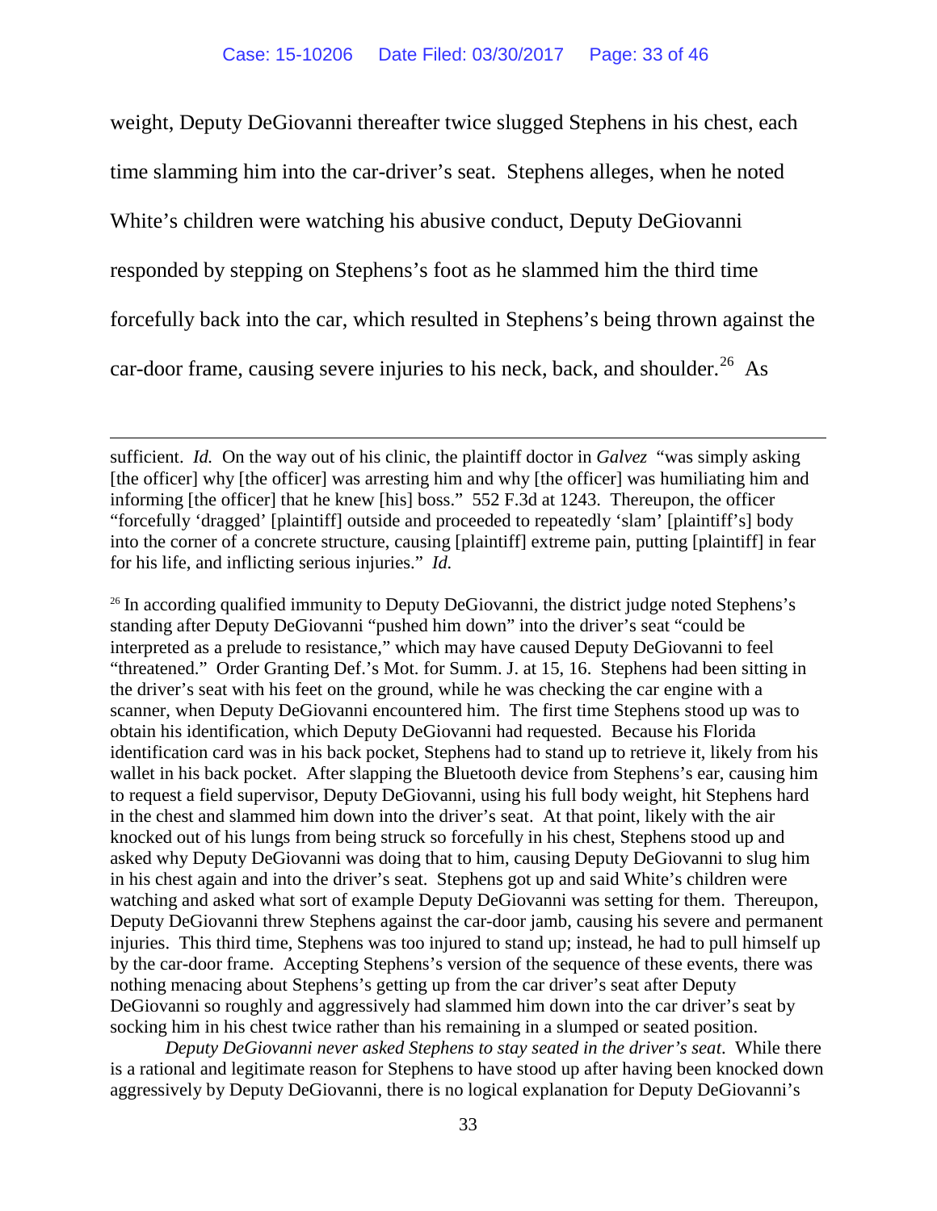weight, Deputy DeGiovanni thereafter twice slugged Stephens in his chest, each time slamming him into the car-driver's seat. Stephens alleges, when he noted White's children were watching his abusive conduct, Deputy DeGiovanni responded by stepping on Stephens's foot as he slammed him the third time forcefully back into the car, which resulted in Stephens's being thrown against the car-door frame, causing severe injuries to his neck, back, and shoulder.[26] As

---

sufficient. *Id.* On the way out of his clinic, the plaintiff doctor in *Galvez* "was simply asking [the officer] why [the officer] was arresting him and why [the officer] was humiliating him and informing [the officer] that he knew [his] boss." 552 F.3d at 1243. Thereupon, the officer "forcefully 'dragged' [plaintiff] outside and proceeded to repeatedly 'slam' [plaintiff's] body into the corner of a concrete structure, causing [plaintiff] extreme pain, putting [plaintiff] in fear for his life, and inflicting serious injuries." *Id.*

[26] In according qualified immunity to Deputy DeGiovanni, the district judge noted Stephens's standing after Deputy DeGiovanni "pushed him down" into the driver's seat "could be interpreted as a prelude to resistance," which may have caused Deputy DeGiovanni to feel "threatened." Order Granting Def.'s Mot. for Summ. J. at 15, 16. Stephens had been sitting in the driver's seat with his feet on the ground, while he was checking the car engine with a scanner, when Deputy DeGiovanni encountered him. The first time Stephens stood up was to obtain his identification, which Deputy DeGiovanni had requested. Because his Florida identification card was in his back pocket, Stephens had to stand up to retrieve it, likely from his wallet in his back pocket. After slapping the Bluetooth device from Stephens's ear, causing him to request a field supervisor, Deputy DeGiovanni, using his full body weight, hit Stephens hard in the chest and slammed him down into the driver's seat. At that point, likely with the air knocked out of his lungs from being struck so forcefully in his chest, Stephens stood up and asked why Deputy DeGiovanni was doing that to him, causing Deputy DeGiovanni to slug him in his chest again and into the driver's seat. Stephens got up and said White's children were watching and asked what sort of example Deputy DeGiovanni was setting for them. Thereupon, Deputy DeGiovanni threw Stephens against the car-door jamb, causing his severe and permanent injuries. This third time, Stephens was too injured to stand up; instead, he had to pull himself up by the car-door frame. Accepting Stephens's version of the sequence of these events, there was nothing menacing about Stephens's getting up from the car driver's seat after Deputy DeGiovanni so roughly and aggressively had slammed him down into the car driver's seat by socking him in his chest twice rather than his remaining in a slumped or seated position.

*Deputy DeGiovanni never asked Stephens to stay seated in the driver's seat*. While there is a rational and legitimate reason for Stephens to have stood up after having been knocked down aggressively by Deputy DeGiovanni, there is no logical explanation for Deputy DeGiovanni's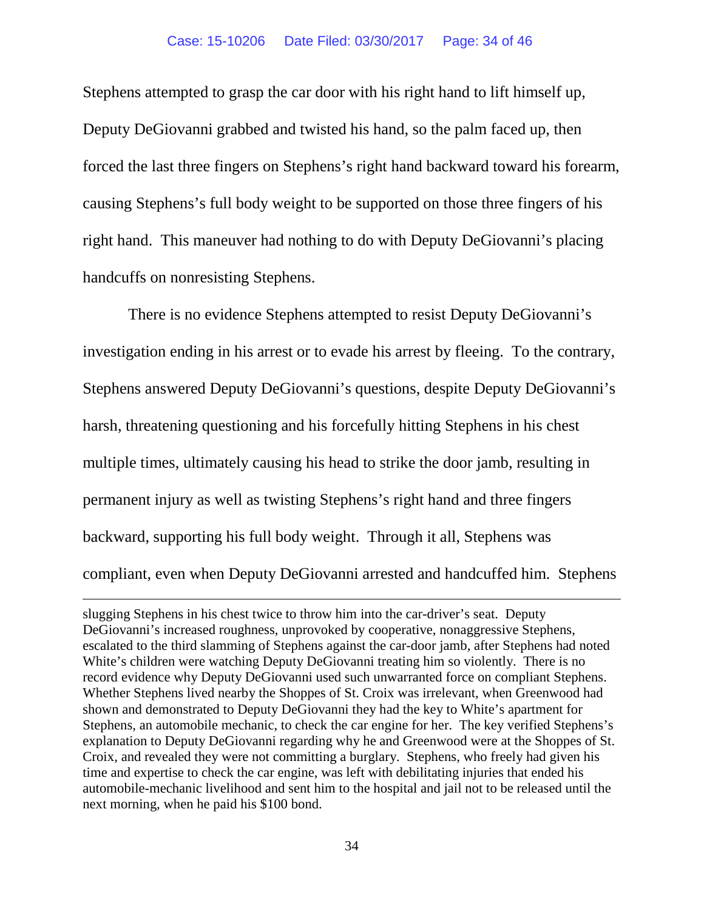Stephens attempted to grasp the car door with his right hand to lift himself up, Deputy DeGiovanni grabbed and twisted his hand, so the palm faced up, then forced the last three fingers on Stephens's right hand backward toward his forearm, causing Stephens's full body weight to be supported on those three fingers of his right hand. This maneuver had nothing to do with Deputy DeGiovanni's placing handcuffs on nonresisting Stephens.

There is no evidence Stephens attempted to resist Deputy DeGiovanni's investigation ending in his arrest or to evade his arrest by fleeing. To the contrary, Stephens answered Deputy DeGiovanni's questions, despite Deputy DeGiovanni's harsh, threatening questioning and his forcefully hitting Stephens in his chest multiple times, ultimately causing his head to strike the door jamb, resulting in permanent injury as well as twisting Stephens's right hand and three fingers backward, supporting his full body weight. Through it all, Stephens was compliant, even when Deputy DeGiovanni arrested and handcuffed him. Stephens

---

slugging Stephens in his chest twice to throw him into the car-driver's seat. Deputy DeGiovanni's increased roughness, unprovoked by cooperative, nonaggressive Stephens, escalated to the third slamming of Stephens against the car-door jamb, after Stephens had noted White's children were watching Deputy DeGiovanni treating him so violently. There is no record evidence why Deputy DeGiovanni used such unwarranted force on compliant Stephens. Whether Stephens lived nearby the Shoppes of St. Croix was irrelevant, when Greenwood had shown and demonstrated to Deputy DeGiovanni they had the key to White's apartment for Stephens, an automobile mechanic, to check the car engine for her. The key verified Stephens's explanation to Deputy DeGiovanni regarding why he and Greenwood were at the Shoppes of St. Croix, and revealed they were not committing a burglary. Stephens, who freely had given his time and expertise to check the car engine, was left with debilitating injuries that ended his automobile-mechanic livelihood and sent him to the hospital and jail not to be released until the next morning, when he paid his $100 bond.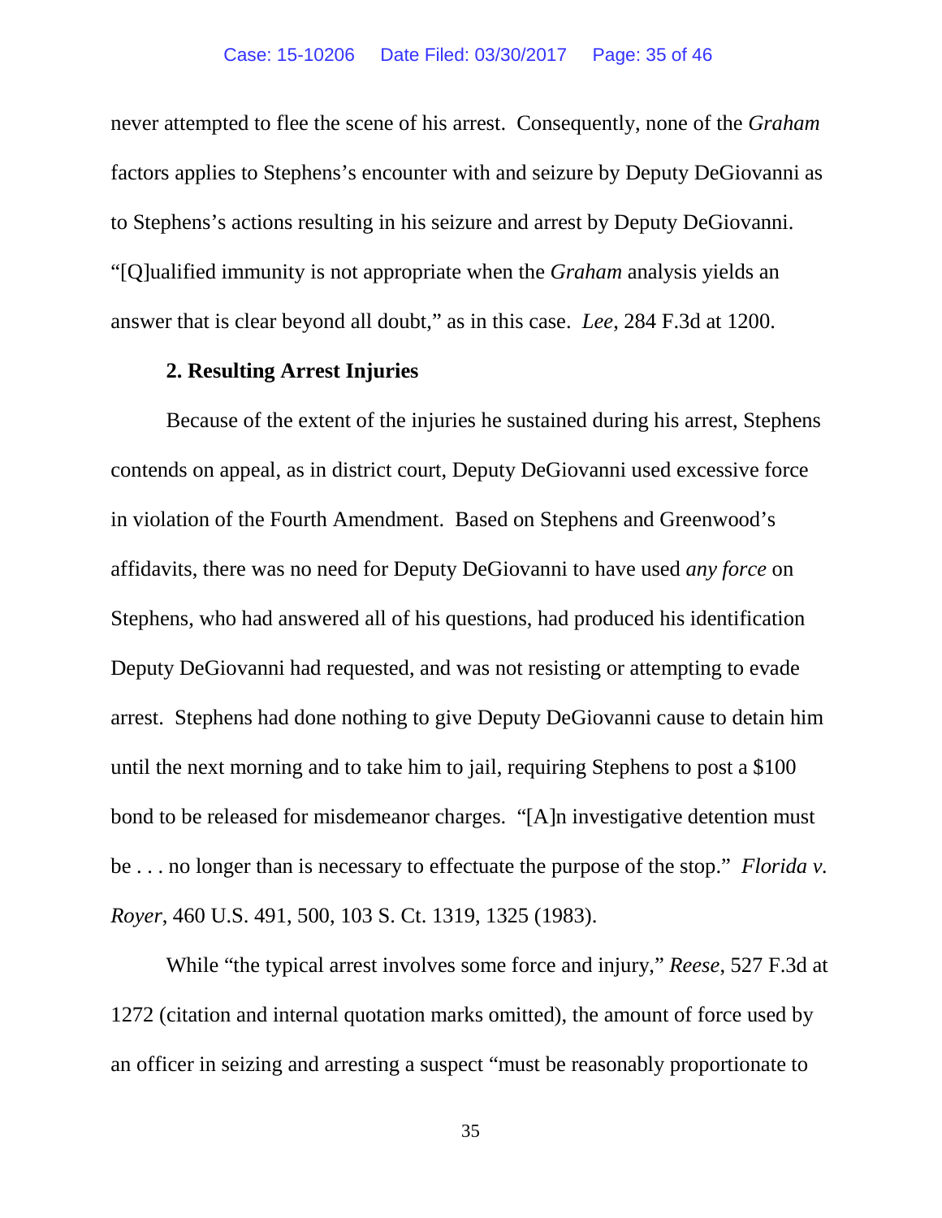never attempted to flee the scene of his arrest. Consequently, none of the *Graham* factors applies to Stephens's encounter with and seizure by Deputy DeGiovanni as to Stephens's actions resulting in his seizure and arrest by Deputy DeGiovanni. "[Q]ualified immunity is not appropriate when the *Graham* analysis yields an answer that is clear beyond all doubt," as in this case. *Lee*, 284 F.3d at 1200.

**2. Resulting Arrest Injuries**

Because of the extent of the injuries he sustained during his arrest, Stephens contends on appeal, as in district court, Deputy DeGiovanni used excessive force in violation of the Fourth Amendment. Based on Stephens and Greenwood's affidavits, there was no need for Deputy DeGiovanni to have used *any force* on Stephens, who had answered all of his questions, had produced his identification Deputy DeGiovanni had requested, and was not resisting or attempting to evade arrest. Stephens had done nothing to give Deputy DeGiovanni cause to detain him until the next morning and to take him to jail, requiring Stephens to post a $100 bond to be released for misdemeanor charges. "[A]n investigative detention must be . . . no longer than is necessary to effectuate the purpose of the stop." *Florida v. Royer*, 460 U.S. 491, 500, 103 S. Ct. 1319, 1325 (1983).

While "the typical arrest involves some force and injury," *Reese*, 527 F.3d at 1272 (citation and internal quotation marks omitted), the amount of force used by an officer in seizing and arresting a suspect "must be reasonably proportionate to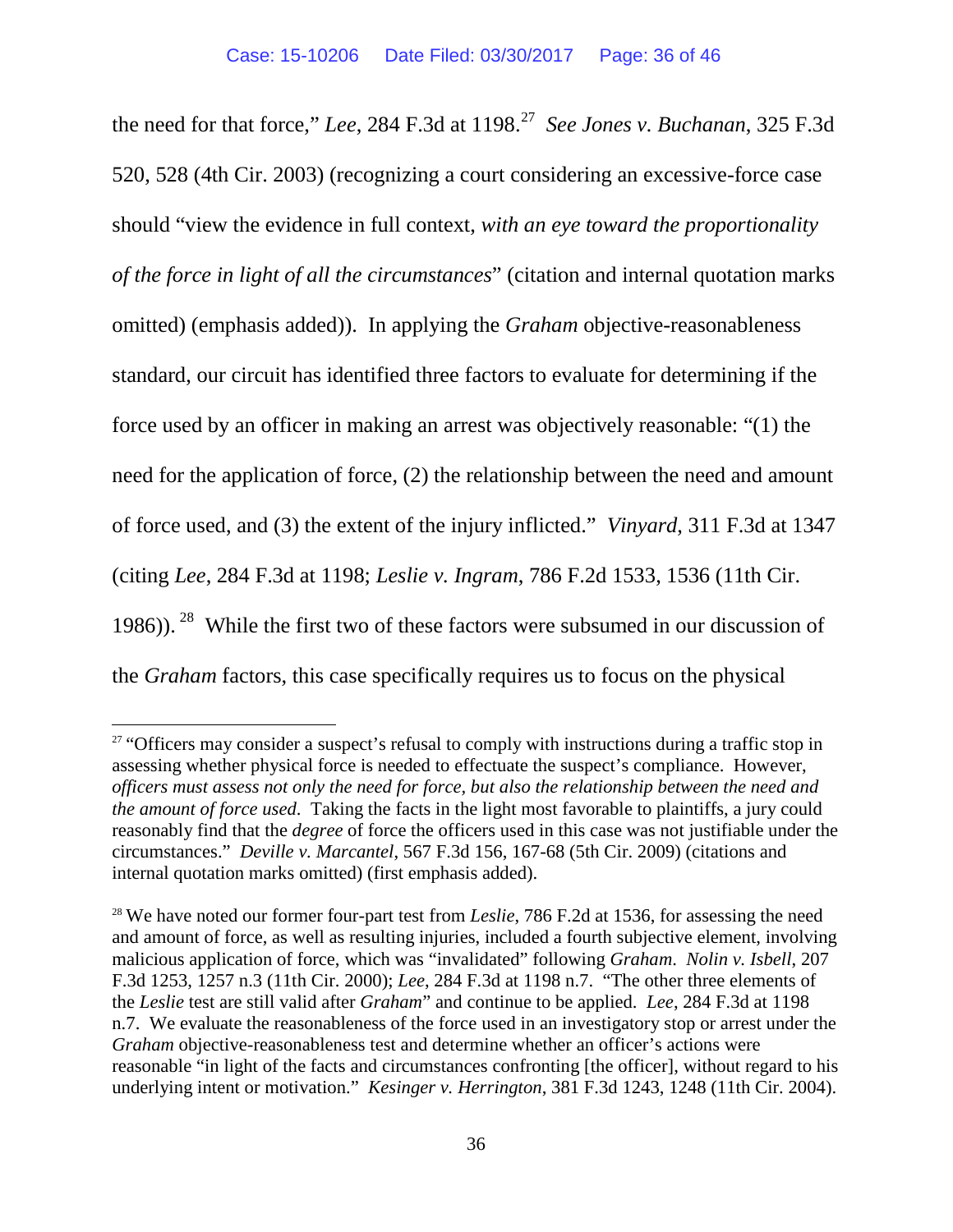the need for that force," *Lee*, 284 F.3d at 1198.[27] *See Jones v. Buchanan*, 325 F.3d 520, 528 (4th Cir. 2003) (recognizing a court considering an excessive-force case should "view the evidence in full context, *with an eye toward the proportionality of the force in light of all the circumstances*" (citation and internal quotation marks omitted) (emphasis added)). In applying the *Graham* objective-reasonableness standard, our circuit has identified three factors to evaluate for determining if the force used by an officer in making an arrest was objectively reasonable: "(1) the need for the application of force, (2) the relationship between the need and amount of force used, and (3) the extent of the injury inflicted." *Vinyard*, 311 F.3d at 1347 (citing *Lee*, 284 F.3d at 1198; *Leslie v. Ingram*, 786 F.2d 1533, 1536 (11th Cir. 1986)).[28] While the first two of these factors were subsumed in our discussion of the *Graham* factors, this case specifically requires us to focus on the physical

---

[27] "Officers may consider a suspect's refusal to comply with instructions during a traffic stop in assessing whether physical force is needed to effectuate the suspect's compliance. However, *officers must assess not only the need for force, but also the relationship between the need and the amount of force used*. Taking the facts in the light most favorable to plaintiffs, a jury could reasonably find that the *degree* of force the officers used in this case was not justifiable under the circumstances." *Deville v. Marcantel*, 567 F.3d 156, 167-68 (5th Cir. 2009) (citations and internal quotation marks omitted) (first emphasis added).

[28] We have noted our former four-part test from *Leslie*, 786 F.2d at 1536, for assessing the need and amount of force, as well as resulting injuries, included a fourth subjective element, involving malicious application of force, which was "invalidated" following *Graham*. *Nolin v. Isbell*, 207 F.3d 1253, 1257 n.3 (11th Cir. 2000); *Lee*, 284 F.3d at 1198 n.7. "The other three elements of the *Leslie* test are still valid after *Graham*" and continue to be applied. *Lee*, 284 F.3d at 1198 n.7. We evaluate the reasonableness of the force used in an investigatory stop or arrest under the *Graham* objective-reasonableness test and determine whether an officer's actions were reasonable "in light of the facts and circumstances confronting [the officer], without regard to his underlying intent or motivation." *Kesinger v. Herrington*, 381 F.3d 1243, 1248 (11th Cir. 2004).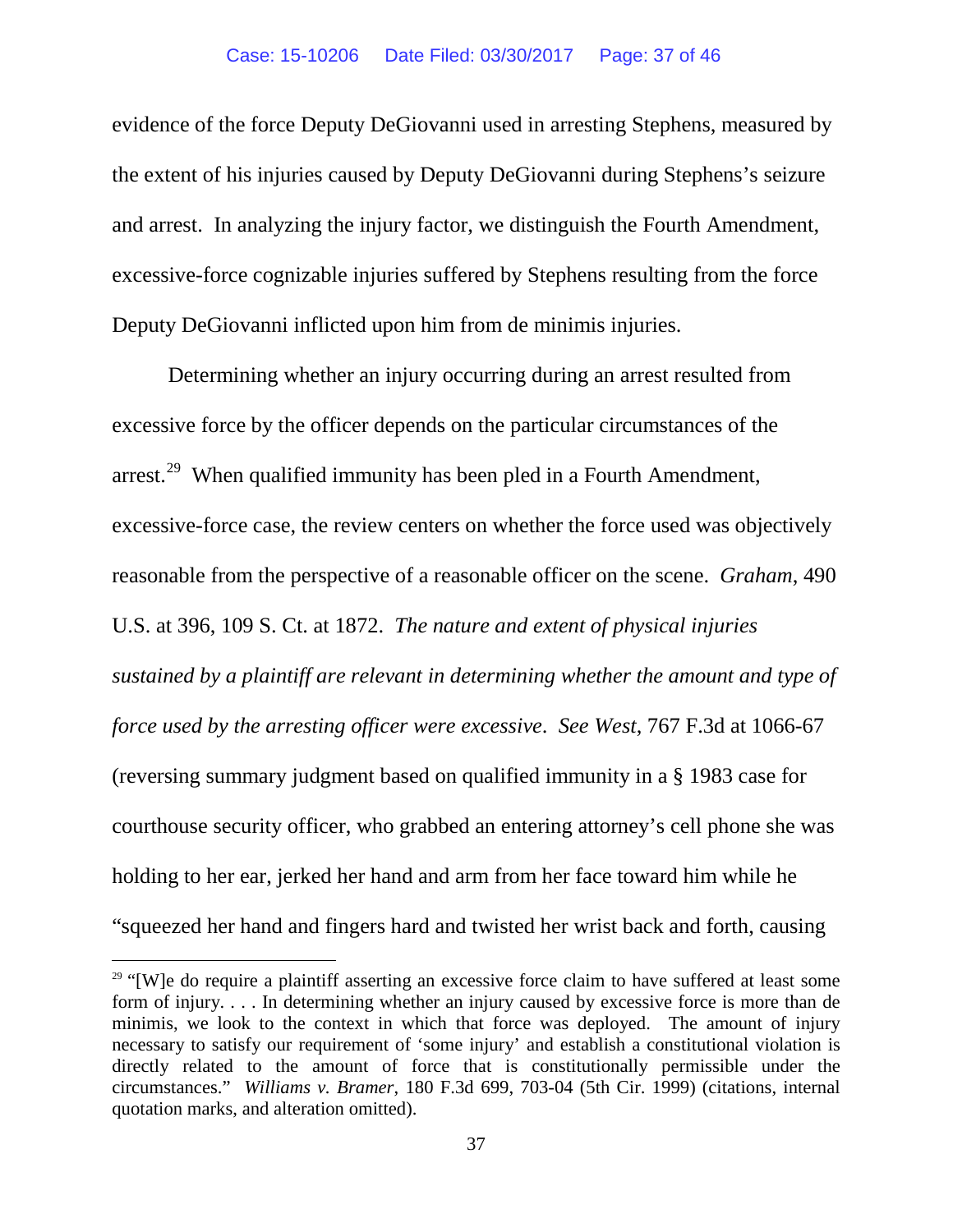evidence of the force Deputy DeGiovanni used in arresting Stephens, measured by the extent of his injuries caused by Deputy DeGiovanni during Stephens's seizure and arrest. In analyzing the injury factor, we distinguish the Fourth Amendment, excessive-force cognizable injuries suffered by Stephens resulting from the force Deputy DeGiovanni inflicted upon him from de minimis injuries.

Determining whether an injury occurring during an arrest resulted from excessive force by the officer depends on the particular circumstances of the arrest.[29] When qualified immunity has been pled in a Fourth Amendment, excessive-force case, the review centers on whether the force used was objectively reasonable from the perspective of a reasonable officer on the scene. *Graham*, 490 U.S. at 396, 109 S. Ct. at 1872. *The nature and extent of physical injuries sustained by a plaintiff are relevant in determining whether the amount and type of force used by the arresting officer were excessive*. *See West*, 767 F.3d at 1066-67 (reversing summary judgment based on qualified immunity in a § 1983 case for courthouse security officer, who grabbed an entering attorney's cell phone she was holding to her ear, jerked her hand and arm from her face toward him while he "squeezed her hand and fingers hard and twisted her wrist back and forth, causing

---

[29] "[W]e do require a plaintiff asserting an excessive force claim to have suffered at least some form of injury. . . . In determining whether an injury caused by excessive force is more than de minimis, we look to the context in which that force was deployed. The amount of injury necessary to satisfy our requirement of 'some injury' and establish a constitutional violation is directly related to the amount of force that is constitutionally permissible under the circumstances." *Williams v. Bramer*, 180 F.3d 699, 703-04 (5th Cir. 1999) (citations, internal quotation marks, and alteration omitted).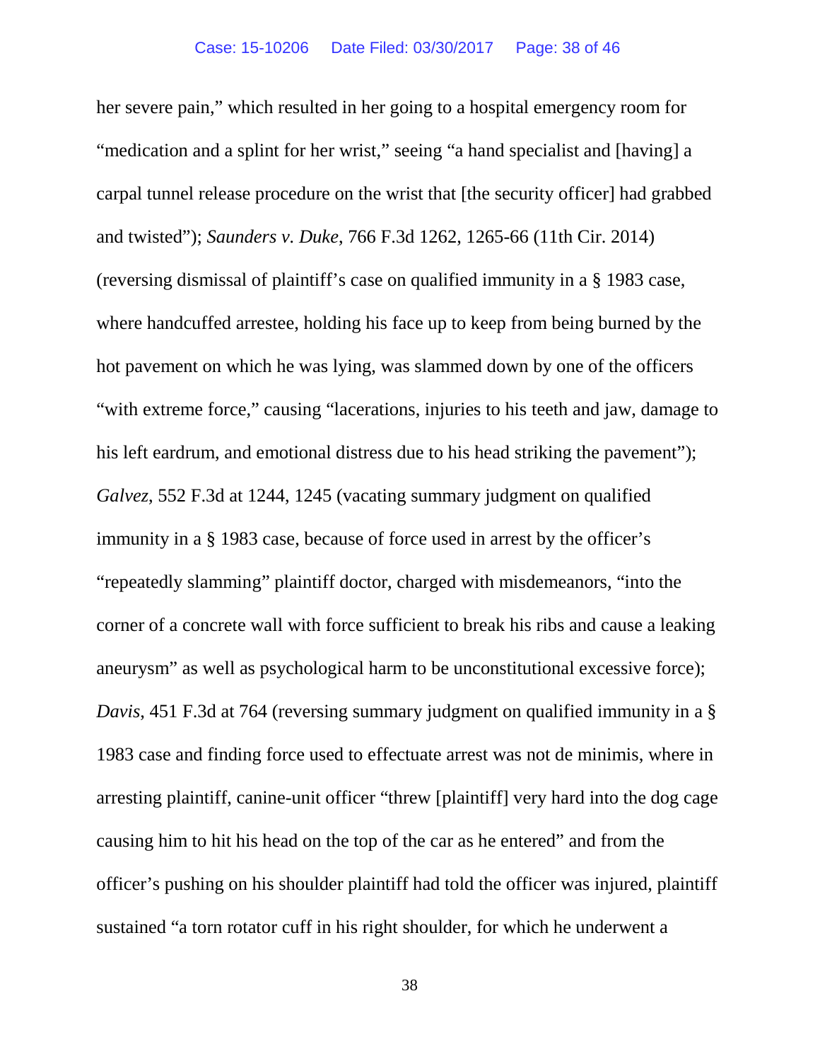her severe pain," which resulted in her going to a hospital emergency room for "medication and a splint for her wrist," seeing "a hand specialist and [having] a carpal tunnel release procedure on the wrist that [the security officer] had grabbed and twisted"); *Saunders v. Duke*, 766 F.3d 1262, 1265-66 (11th Cir. 2014) (reversing dismissal of plaintiff's case on qualified immunity in a § 1983 case, where handcuffed arrestee, holding his face up to keep from being burned by the hot pavement on which he was lying, was slammed down by one of the officers "with extreme force," causing "lacerations, injuries to his teeth and jaw, damage to his left eardrum, and emotional distress due to his head striking the pavement"); *Galvez*, 552 F.3d at 1244, 1245 (vacating summary judgment on qualified immunity in a § 1983 case, because of force used in arrest by the officer's "repeatedly slamming" plaintiff doctor, charged with misdemeanors, "into the corner of a concrete wall with force sufficient to break his ribs and cause a leaking aneurysm" as well as psychological harm to be unconstitutional excessive force); *Davis*, 451 F.3d at 764 (reversing summary judgment on qualified immunity in a § 1983 case and finding force used to effectuate arrest was not de minimis, where in arresting plaintiff, canine-unit officer "threw [plaintiff] very hard into the dog cage causing him to hit his head on the top of the car as he entered" and from the officer's pushing on his shoulder plaintiff had told the officer was injured, plaintiff sustained "a torn rotator cuff in his right shoulder, for which he underwent a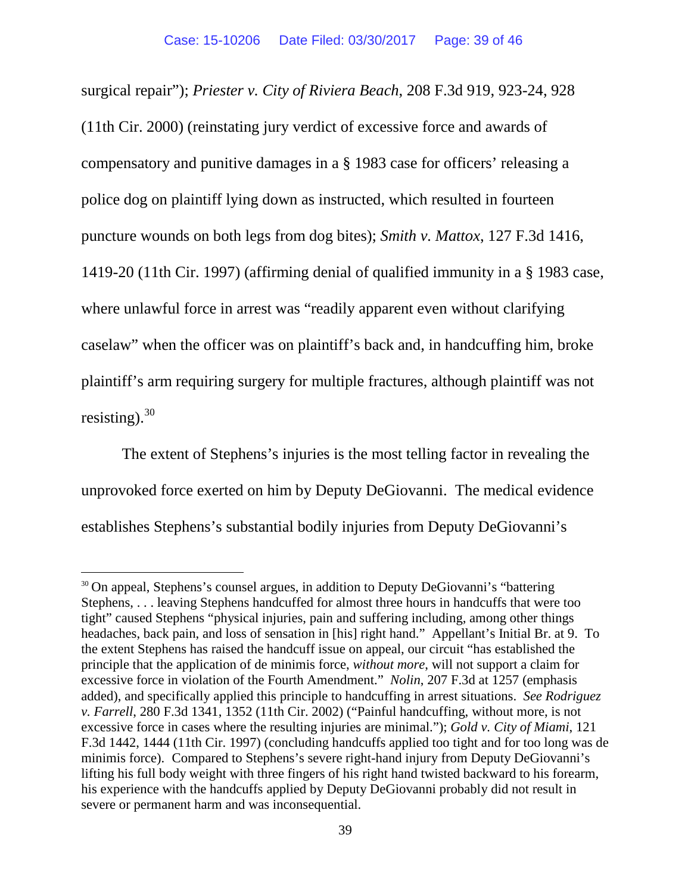surgical repair"); *Priester v. City of Riviera Beach*, 208 F.3d 919, 923-24, 928 (11th Cir. 2000) (reinstating jury verdict of excessive force and awards of compensatory and punitive damages in a § 1983 case for officers' releasing a police dog on plaintiff lying down as instructed, which resulted in fourteen puncture wounds on both legs from dog bites); *Smith v. Mattox*, 127 F.3d 1416, 1419-20 (11th Cir. 1997) (affirming denial of qualified immunity in a § 1983 case, where unlawful force in arrest was "readily apparent even without clarifying caselaw" when the officer was on plaintiff's back and, in handcuffing him, broke plaintiff's arm requiring surgery for multiple fractures, although plaintiff was not resisting).[30]

The extent of Stephens's injuries is the most telling factor in revealing the unprovoked force exerted on him by Deputy DeGiovanni. The medical evidence establishes Stephens's substantial bodily injuries from Deputy DeGiovanni's

---

[30] On appeal, Stephens's counsel argues, in addition to Deputy DeGiovanni's "battering Stephens, . . . leaving Stephens handcuffed for almost three hours in handcuffs that were too tight" caused Stephens "physical injuries, pain and suffering including, among other things headaches, back pain, and loss of sensation in [his] right hand." Appellant's Initial Br. at 9. To the extent Stephens has raised the handcuff issue on appeal, our circuit "has established the principle that the application of de minimis force, *without more*, will not support a claim for excessive force in violation of the Fourth Amendment." *Nolin*, 207 F.3d at 1257 (emphasis added), and specifically applied this principle to handcuffing in arrest situations. *See Rodriguez v. Farrell*, 280 F.3d 1341, 1352 (11th Cir. 2002) ("Painful handcuffing, without more, is not excessive force in cases where the resulting injuries are minimal."); *Gold v. City of Miami*, 121 F.3d 1442, 1444 (11th Cir. 1997) (concluding handcuffs applied too tight and for too long was de minimis force). Compared to Stephens's severe right-hand injury from Deputy DeGiovanni's lifting his full body weight with three fingers of his right hand twisted backward to his forearm, his experience with the handcuffs applied by Deputy DeGiovanni probably did not result in severe or permanent harm and was inconsequential.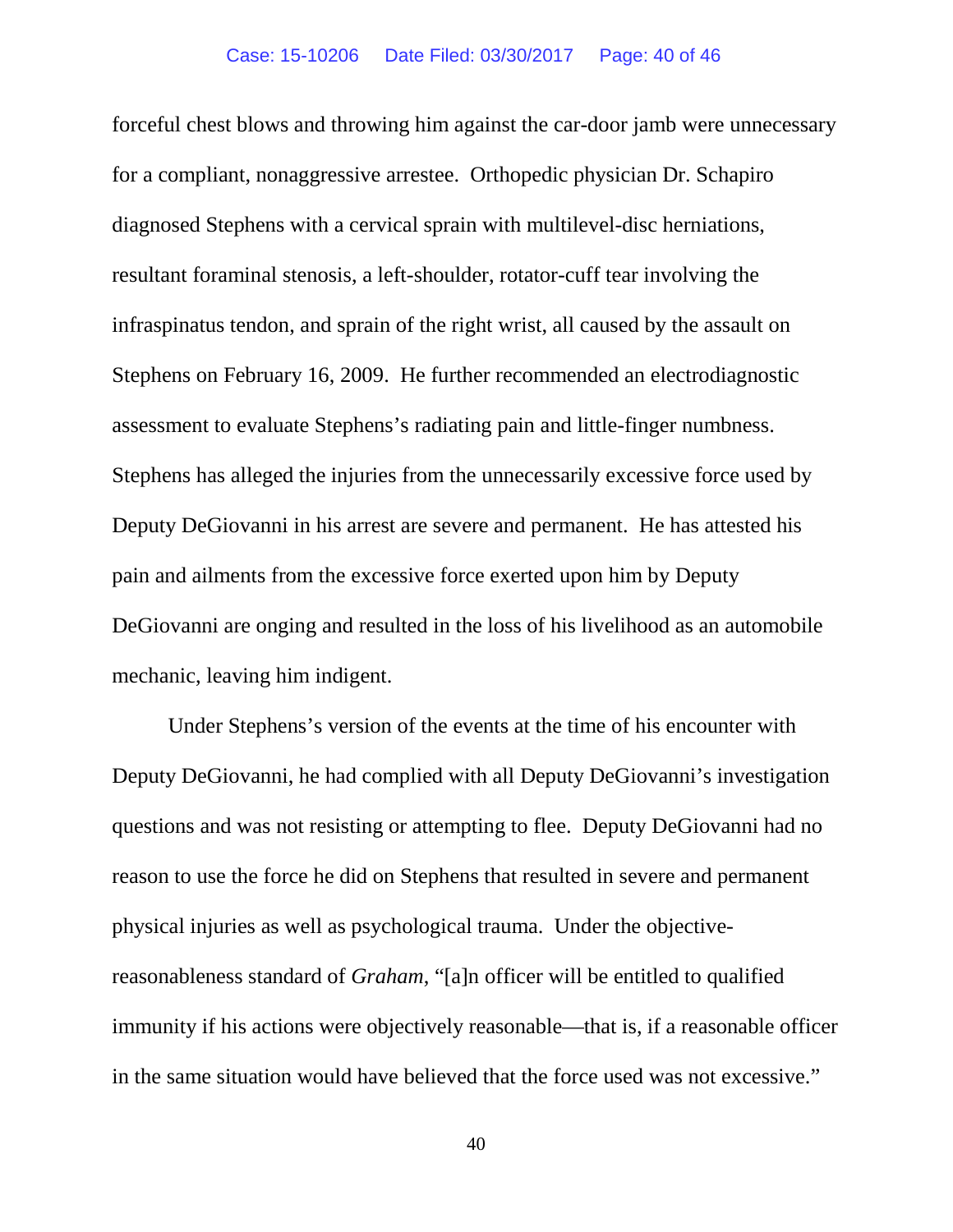forceful chest blows and throwing him against the car-door jamb were unnecessary for a compliant, nonaggressive arrestee. Orthopedic physician Dr. Schapiro diagnosed Stephens with a cervical sprain with multilevel-disc herniations, resultant foraminal stenosis, a left-shoulder, rotator-cuff tear involving the infraspinatus tendon, and sprain of the right wrist, all caused by the assault on Stephens on February 16, 2009. He further recommended an electrodiagnostic assessment to evaluate Stephens's radiating pain and little-finger numbness. Stephens has alleged the injuries from the unnecessarily excessive force used by Deputy DeGiovanni in his arrest are severe and permanent. He has attested his pain and ailments from the excessive force exerted upon him by Deputy DeGiovanni are onging and resulted in the loss of his livelihood as an automobile mechanic, leaving him indigent.

Under Stephens's version of the events at the time of his encounter with Deputy DeGiovanni, he had complied with all Deputy DeGiovanni's investigation questions and was not resisting or attempting to flee. Deputy DeGiovanni had no reason to use the force he did on Stephens that resulted in severe and permanent physical injuries as well as psychological trauma. Under the objective-reasonableness standard of *Graham*, "[a]n officer will be entitled to qualified immunity if his actions were objectively reasonable—that is, if a reasonable officer in the same situation would have believed that the force used was not excessive."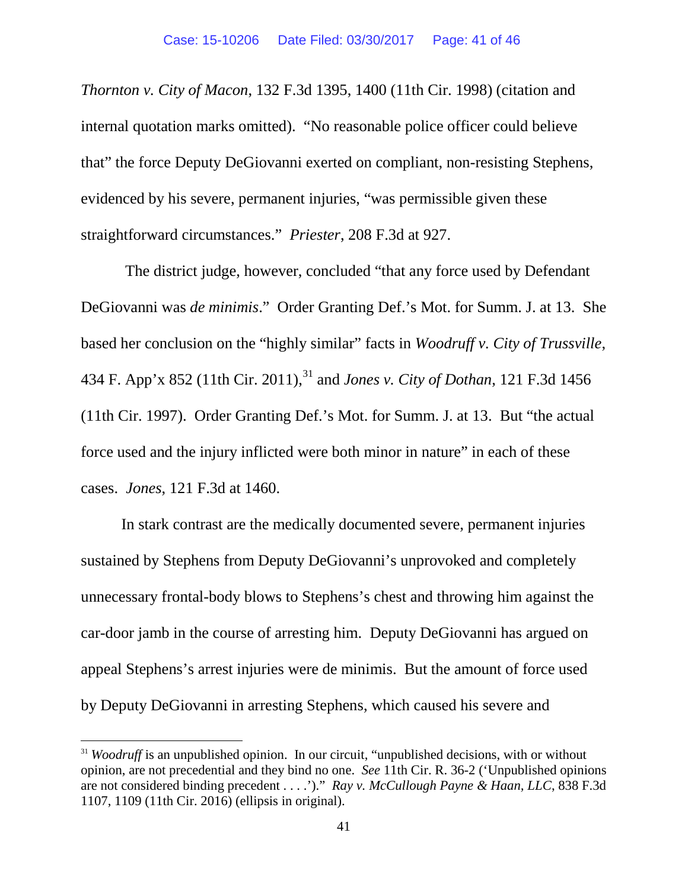*Thornton v. City of Macon*, 132 F.3d 1395, 1400 (11th Cir. 1998) (citation and internal quotation marks omitted). "No reasonable police officer could believe that" the force Deputy DeGiovanni exerted on compliant, non-resisting Stephens, evidenced by his severe, permanent injuries, "was permissible given these straightforward circumstances." *Priester*, 208 F.3d at 927.

The district judge, however, concluded "that any force used by Defendant DeGiovanni was *de minimis*." Order Granting Def.'s Mot. for Summ. J. at 13. She based her conclusion on the "highly similar" facts in *Woodruff v. City of Trussville*, 434 F. App'x 852 (11th Cir. 2011),[31] and *Jones v. City of Dothan*, 121 F.3d 1456 (11th Cir. 1997). Order Granting Def.'s Mot. for Summ. J. at 13. But "the actual force used and the injury inflicted were both minor in nature" in each of these cases. *Jones*, 121 F.3d at 1460.

In stark contrast are the medically documented severe, permanent injuries sustained by Stephens from Deputy DeGiovanni's unprovoked and completely unnecessary frontal-body blows to Stephens's chest and throwing him against the car-door jamb in the course of arresting him. Deputy DeGiovanni has argued on appeal Stephens's arrest injuries were de minimis. But the amount of force used by Deputy DeGiovanni in arresting Stephens, which caused his severe and

---

[31] *Woodruff* is an unpublished opinion. In our circuit, "unpublished decisions, with or without opinion, are not precedential and they bind no one. *See* 11th Cir. R. 36-2 ('Unpublished opinions are not considered binding precedent . . . .')." *Ray v. McCullough Payne & Haan, LLC*, 838 F.3d 1107, 1109 (11th Cir. 2016) (ellipsis in original).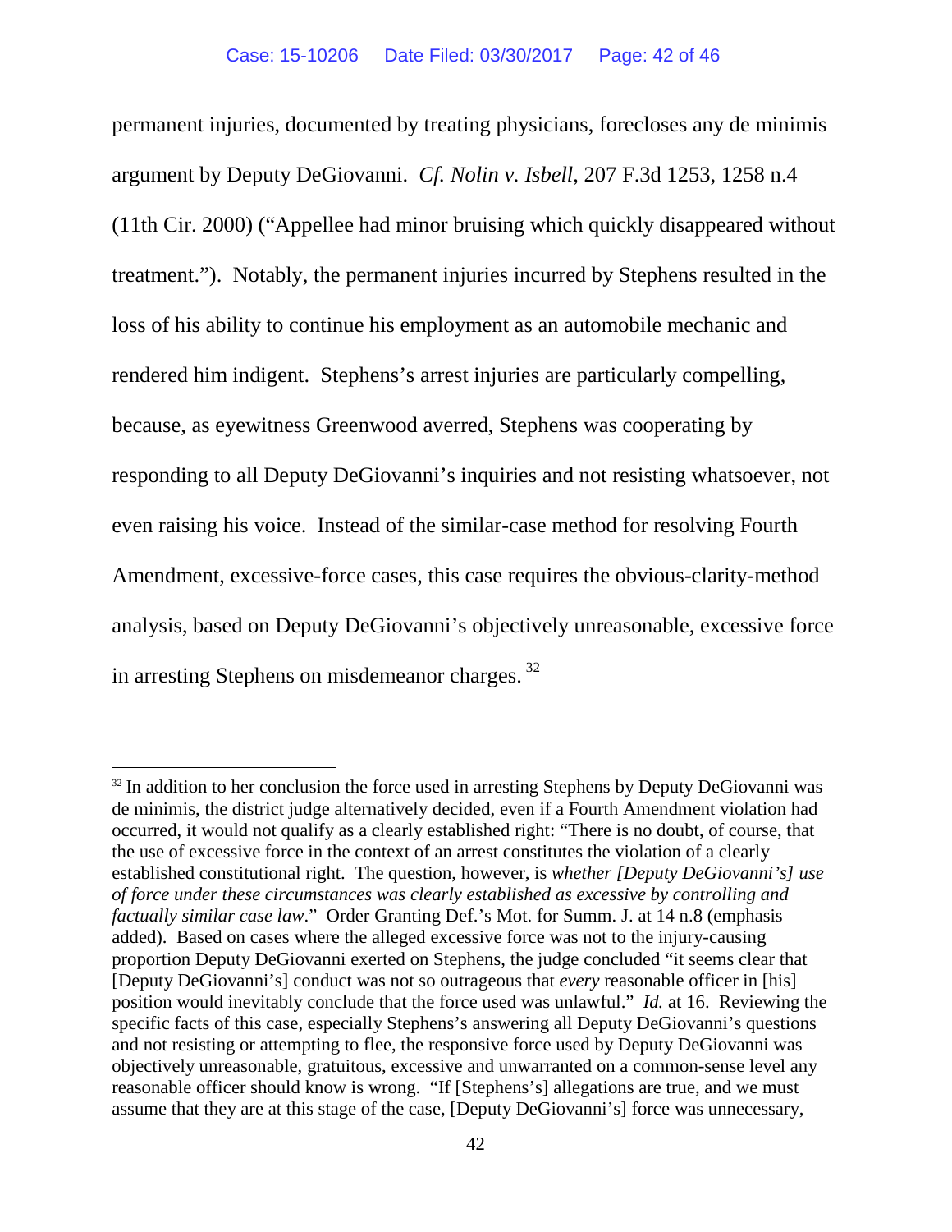permanent injuries, documented by treating physicians, forecloses any de minimis argument by Deputy DeGiovanni. *Cf. Nolin v. Isbell*, 207 F.3d 1253, 1258 n.4 (11th Cir. 2000) ("Appellee had minor bruising which quickly disappeared without treatment."). Notably, the permanent injuries incurred by Stephens resulted in the loss of his ability to continue his employment as an automobile mechanic and rendered him indigent. Stephens's arrest injuries are particularly compelling, because, as eyewitness Greenwood averred, Stephens was cooperating by responding to all Deputy DeGiovanni's inquiries and not resisting whatsoever, not even raising his voice. Instead of the similar-case method for resolving Fourth Amendment, excessive-force cases, this case requires the obvious-clarity-method analysis, based on Deputy DeGiovanni's objectively unreasonable, excessive force in arresting Stephens on misdemeanor charges.[32]

---

[32] In addition to her conclusion the force used in arresting Stephens by Deputy DeGiovanni was de minimis, the district judge alternatively decided, even if a Fourth Amendment violation had occurred, it would not qualify as a clearly established right: "There is no doubt, of course, that the use of excessive force in the context of an arrest constitutes the violation of a clearly established constitutional right. The question, however, is *whether [Deputy DeGiovanni's] use of force under these circumstances was clearly established as excessive by controlling and factually similar case law*." Order Granting Def.'s Mot. for Summ. J. at 14 n.8 (emphasis added). Based on cases where the alleged excessive force was not to the injury-causing proportion Deputy DeGiovanni exerted on Stephens, the judge concluded "it seems clear that [Deputy DeGiovanni's] conduct was not so outrageous that *every* reasonable officer in [his] position would inevitably conclude that the force used was unlawful." *Id.* at 16. Reviewing the specific facts of this case, especially Stephens's answering all Deputy DeGiovanni's questions and not resisting or attempting to flee, the responsive force used by Deputy DeGiovanni was objectively unreasonable, gratuitous, excessive and unwarranted on a common-sense level any reasonable officer should know is wrong. "If [Stephens's] allegations are true, and we must assume that they are at this stage of the case, [Deputy DeGiovanni's] force was unnecessary,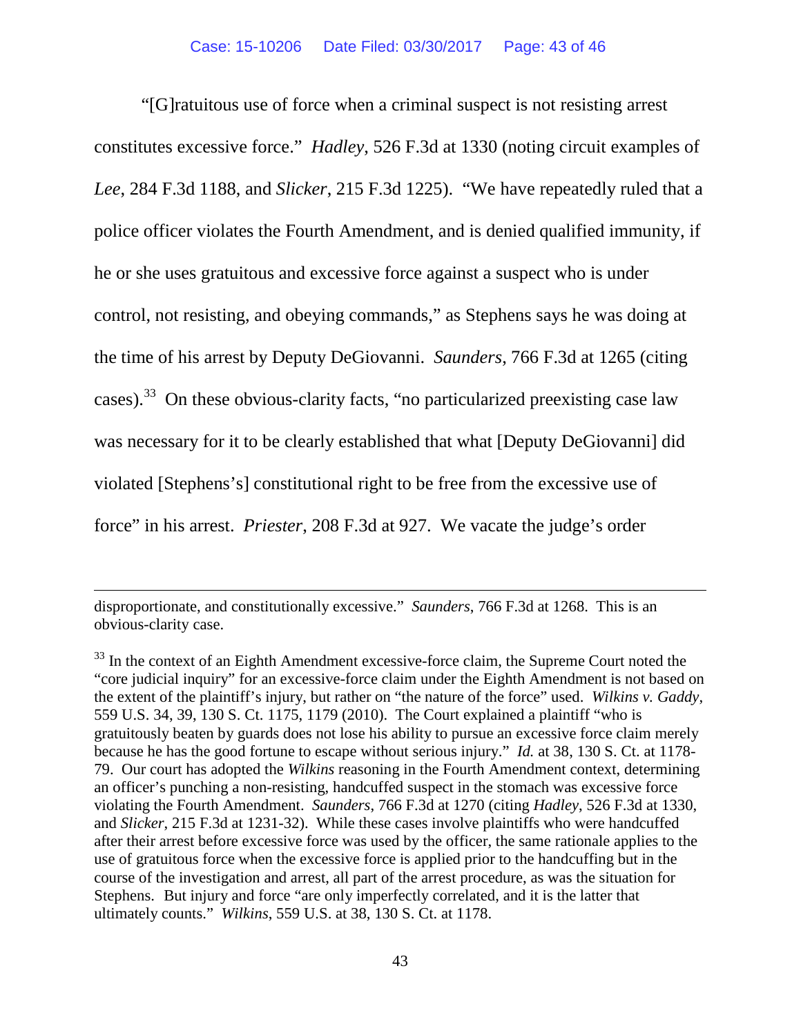"[G]ratuitous use of force when a criminal suspect is not resisting arrest constitutes excessive force." *Hadley*, 526 F.3d at 1330 (noting circuit examples of *Lee*, 284 F.3d 1188, and *Slicker*, 215 F.3d 1225). "We have repeatedly ruled that a police officer violates the Fourth Amendment, and is denied qualified immunity, if he or she uses gratuitous and excessive force against a suspect who is under control, not resisting, and obeying commands," as Stephens says he was doing at the time of his arrest by Deputy DeGiovanni. *Saunders*, 766 F.3d at 1265 (citing cases).[33] On these obvious-clarity facts, "no particularized preexisting case law was necessary for it to be clearly established that what [Deputy DeGiovanni] did violated [Stephens's] constitutional right to be free from the excessive use of force" in his arrest. *Priester*, 208 F.3d at 927. We vacate the judge's order

---

disproportionate, and constitutionally excessive." *Saunders*, 766 F.3d at 1268. This is an obvious-clarity case.

[33] In the context of an Eighth Amendment excessive-force claim, the Supreme Court noted the "core judicial inquiry" for an excessive-force claim under the Eighth Amendment is not based on the extent of the plaintiff's injury, but rather on "the nature of the force" used. *Wilkins v. Gaddy*, 559 U.S. 34, 39, 130 S. Ct. 1175, 1179 (2010). The Court explained a plaintiff "who is gratuitously beaten by guards does not lose his ability to pursue an excessive force claim merely because he has the good fortune to escape without serious injury." *Id.* at 38, 130 S. Ct. at 1178-79. Our court has adopted the *Wilkins* reasoning in the Fourth Amendment context, determining an officer's punching a non-resisting, handcuffed suspect in the stomach was excessive force violating the Fourth Amendment. *Saunders*, 766 F.3d at 1270 (citing *Hadley*, 526 F.3d at 1330, and *Slicker*, 215 F.3d at 1231-32). While these cases involve plaintiffs who were handcuffed after their arrest before excessive force was used by the officer, the same rationale applies to the use of gratuitous force when the excessive force is applied prior to the handcuffing but in the course of the investigation and arrest, all part of the arrest procedure, as was the situation for Stephens. But injury and force "are only imperfectly correlated, and it is the latter that ultimately counts." *Wilkins*, 559 U.S. at 38, 130 S. Ct. at 1178.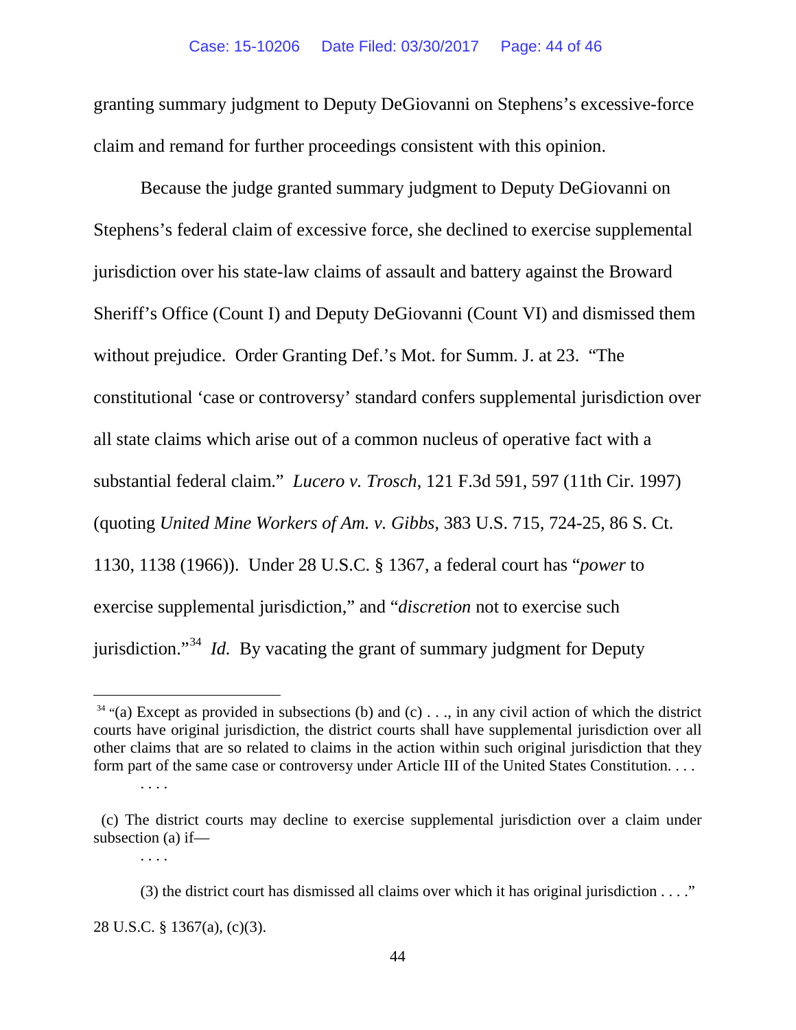granting summary judgment to Deputy DeGiovanni on Stephens's excessive-force claim and remand for further proceedings consistent with this opinion.

Because the judge granted summary judgment to Deputy DeGiovanni on Stephens's federal claim of excessive force, she declined to exercise supplemental jurisdiction over his state-law claims of assault and battery against the Broward Sheriff's Office (Count I) and Deputy DeGiovanni (Count VI) and dismissed them without prejudice. Order Granting Def.'s Mot. for Summ. J. at 23. "The constitutional 'case or controversy' standard confers supplemental jurisdiction over all state claims which arise out of a common nucleus of operative fact with a substantial federal claim." *Lucero v. Trosch*, 121 F.3d 591, 597 (11th Cir. 1997) (quoting *United Mine Workers of Am. v. Gibbs*, 383 U.S. 715, 724-25, 86 S. Ct. 1130, 1138 (1966)). Under 28 U.S.C. § 1367, a federal court has "*power* to exercise supplemental jurisdiction," and "*discretion* not to exercise such jurisdiction."[34] *Id.* By vacating the grant of summary judgment for Deputy

---

[34] "(a) Except as provided in subsections (b) and (c) . . ., in any civil action of which the district courts have original jurisdiction, the district courts shall have supplemental jurisdiction over all other claims that are so related to claims in the action within such original jurisdiction that they form part of the same case or controversy under Article III of the United States Constitution. . . .

. . . .

(c) The district courts may decline to exercise supplemental jurisdiction over a claim under subsection (a) if—

. . . .

(3) the district court has dismissed all claims over which it has original jurisdiction . . . ."

28 U.S.C. § 1367(a), (c)(3).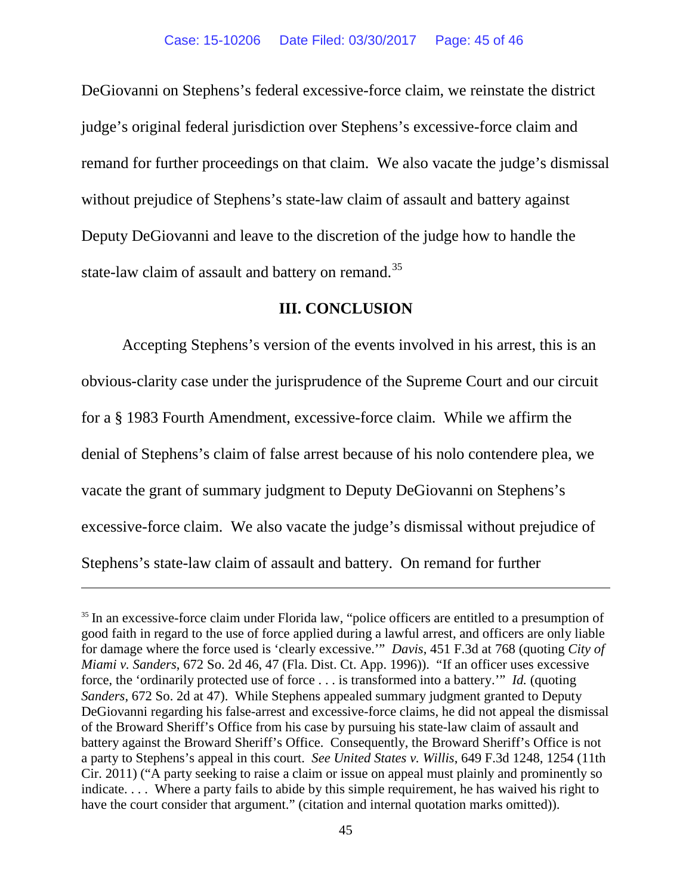DeGiovanni on Stephens's federal excessive-force claim, we reinstate the district judge's original federal jurisdiction over Stephens's excessive-force claim and remand for further proceedings on that claim. We also vacate the judge's dismissal without prejudice of Stephens's state-law claim of assault and battery against Deputy DeGiovanni and leave to the discretion of the judge how to handle the state-law claim of assault and battery on remand.[35]

## III. CONCLUSION

Accepting Stephens's version of the events involved in his arrest, this is an obvious-clarity case under the jurisprudence of the Supreme Court and our circuit for a § 1983 Fourth Amendment, excessive-force claim. While we affirm the denial of Stephens's claim of false arrest because of his nolo contendere plea, we vacate the grant of summary judgment to Deputy DeGiovanni on Stephens's excessive-force claim. We also vacate the judge's dismissal without prejudice of Stephens's state-law claim of assault and battery. On remand for further

---

[35] In an excessive-force claim under Florida law, "police officers are entitled to a presumption of good faith in regard to the use of force applied during a lawful arrest, and officers are only liable for damage where the force used is 'clearly excessive.'" *Davis*, 451 F.3d at 768 (quoting *City of Miami v. Sanders*, 672 So. 2d 46, 47 (Fla. Dist. Ct. App. 1996)). "If an officer uses excessive force, the 'ordinarily protected use of force . . . is transformed into a battery.'" *Id.* (quoting *Sanders*, 672 So. 2d at 47). While Stephens appealed summary judgment granted to Deputy DeGiovanni regarding his false-arrest and excessive-force claims, he did not appeal the dismissal of the Broward Sheriff's Office from his case by pursuing his state-law claim of assault and battery against the Broward Sheriff's Office. Consequently, the Broward Sheriff's Office is not a party to Stephens's appeal in this court. *See United States v. Willis*, 649 F.3d 1248, 1254 (11th Cir. 2011) ("A party seeking to raise a claim or issue on appeal must plainly and prominently so indicate. . . . Where a party fails to abide by this simple requirement, he has waived his right to have the court consider that argument." (citation and internal quotation marks omitted)).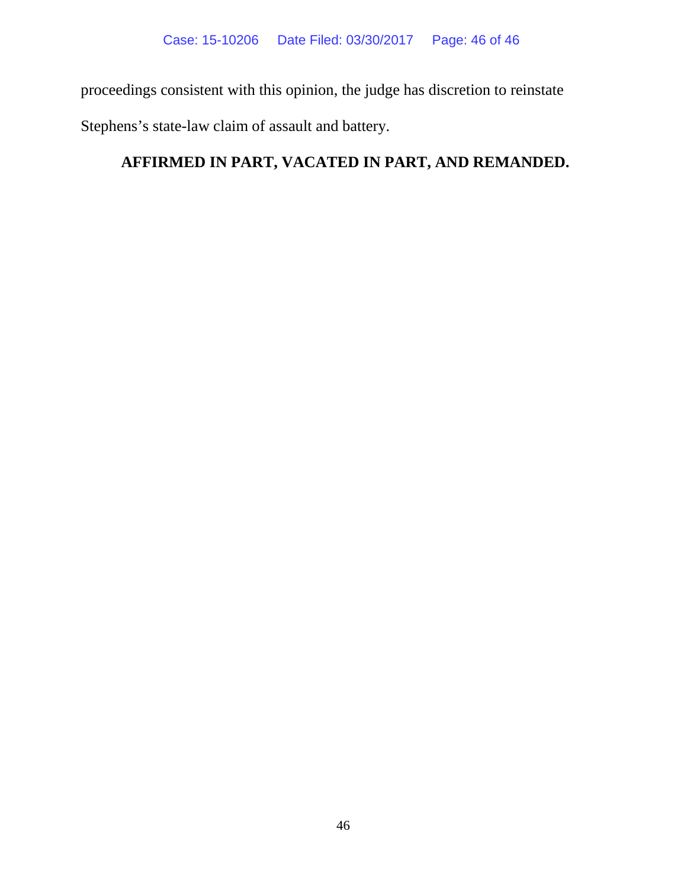proceedings consistent with this opinion, the judge has discretion to reinstate Stephens's state-law claim of assault and battery.

**AFFIRMED IN PART, VACATED IN PART, AND REMANDED.**